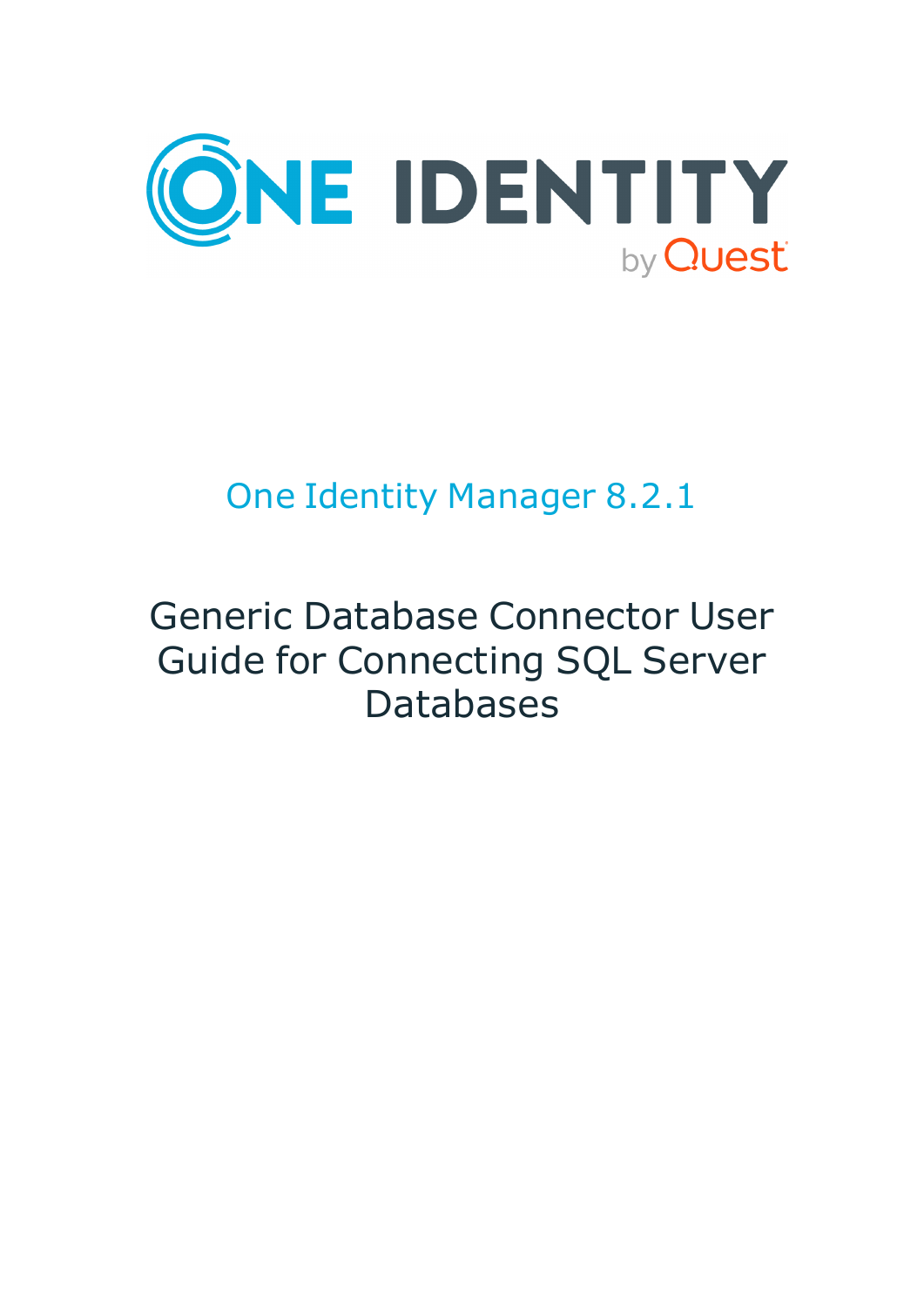ONE IDENTITY by Quest

# One Identity Manager 8.2.1

# Generic Database Connector User Guide for Connecting SQL Server Databases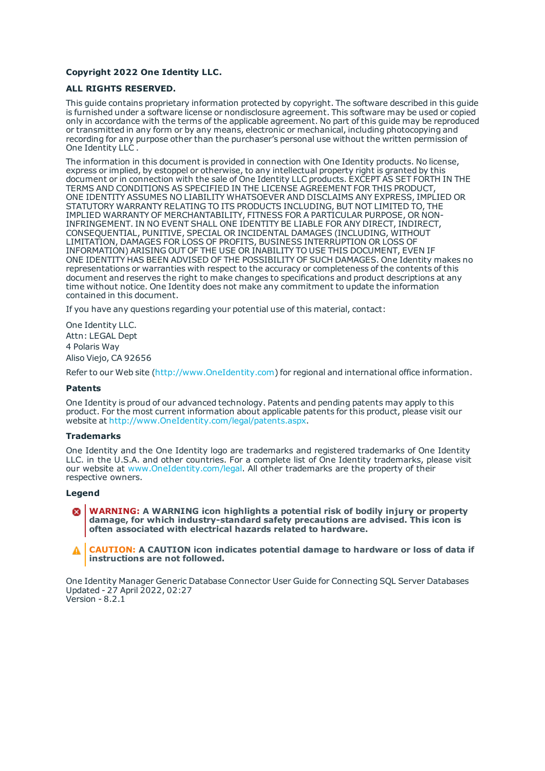**Copyright 2022 One Identity LLC.**

**ALL RIGHTS RESERVED.**

This guide contains proprietary information protected by copyright. The software described in this guide is furnished under a software license or nondisclosure agreement. This software may be used or copied only in accordance with the terms of the applicable agreement. No part of this guide may be reproduced or transmitted in any form or by any means, electronic or mechanical, including photocopying and recording for any purpose other than the purchaser's personal use without the written permission of One Identity LLC .

The information in this document is provided in connection with One Identity products. No license, express or implied, by estoppel or otherwise, to any intellectual property right is granted by this document or in connection with the sale of One Identity LLC products. EXCEPT AS SET FORTH IN THE TERMS AND CONDITIONS AS SPECIFIED IN THE LICENSE AGREEMENT FOR THIS PRODUCT, ONE IDENTITY ASSUMES NO LIABILITY WHATSOEVER AND DISCLAIMS ANY EXPRESS, IMPLIED OR STATUTORY WARRANTY RELATING TO ITS PRODUCTS INCLUDING, BUT NOT LIMITED TO, THE IMPLIED WARRANTY OF MERCHANTABILITY, FITNESS FOR A PARTICULAR PURPOSE, OR NON-INFRINGEMENT. IN NO EVENT SHALL ONE IDENTITY BE LIABLE FOR ANY DIRECT, INDIRECT, CONSEQUENTIAL, PUNITIVE, SPECIAL OR INCIDENTAL DAMAGES (INCLUDING, WITHOUT LIMITATION, DAMAGES FOR LOSS OF PROFITS, BUSINESS INTERRUPTION OR LOSS OF INFORMATION) ARISING OUT OF THE USE OR INABILITY TO USE THIS DOCUMENT, EVEN IF ONE IDENTITY HAS BEEN ADVISED OF THE POSSIBILITY OF SUCH DAMAGES. One Identity makes no representations or warranties with respect to the accuracy or completeness of the contents of this document and reserves the right to make changes to specifications and product descriptions at any time without notice. One Identity does not make any commitment to update the information contained in this document.

If you have any questions regarding your potential use of this material, contact:

One Identity LLC.
Attn: LEGAL Dept
4 Polaris Way
Aliso Viejo, CA 92656

Refer to our Web site (http://www.OneIdentity.com) for regional and international office information.

**Patents**

One Identity is proud of our advanced technology. Patents and pending patents may apply to this product. For the most current information about applicable patents for this product, please visit our website at http://www.OneIdentity.com/legal/patents.aspx.

**Trademarks**

One Identity and the One Identity logo are trademarks and registered trademarks of One Identity LLC. in the U.S.A. and other countries. For a complete list of One Identity trademarks, please visit our website at www.OneIdentity.com/legal. All other trademarks are the property of their respective owners.

**Legend**

**WARNING: A WARNING icon highlights a potential risk of bodily injury or property damage, for which industry-standard safety precautions are advised. This icon is often associated with electrical hazards related to hardware.**

**CAUTION: A CAUTION icon indicates potential damage to hardware or loss of data if instructions are not followed.**

One Identity Manager Generic Database Connector User Guide for Connecting SQL Server Databases
Updated - 27 April 2022, 02:27
Version - 8.2.1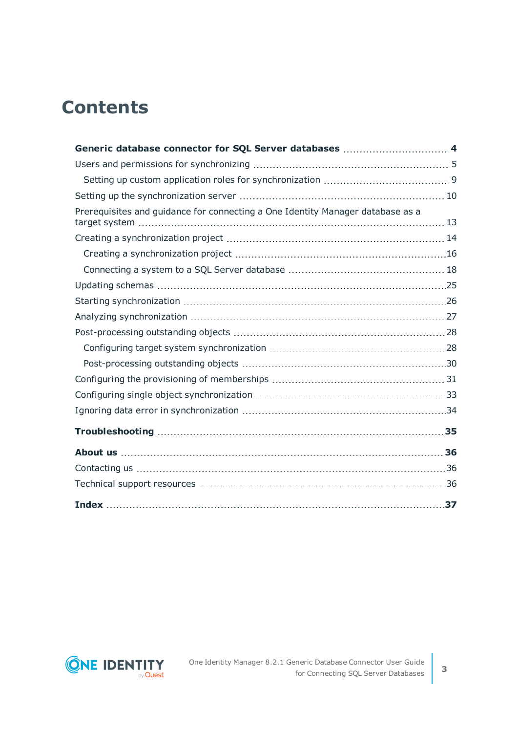# Contents

**Generic database connector for SQL Server databases** .......... **4**

Users and permissions for synchronizing .......... 5

Setting up custom application roles for synchronization .......... 9

Setting up the synchronization server .......... 10

Prerequisites and guidance for connecting a One Identity Manager database as a target system .......... 13

Creating a synchronization project .......... 14

Creating a synchronization project .......... 16

Connecting a system to a SQL Server database .......... 18

Updating schemas .......... 25

Starting synchronization .......... 26

Analyzing synchronization .......... 27

Post-processing outstanding objects .......... 28

Configuring target system synchronization .......... 28

Post-processing outstanding objects .......... 30

Configuring the provisioning of memberships .......... 31

Configuring single object synchronization .......... 33

Ignoring data error in synchronization .......... 34

**Troubleshooting** .......... **35**

**About us** .......... **36**

Contacting us .......... 36

Technical support resources .......... 36

**Index** .......... **37**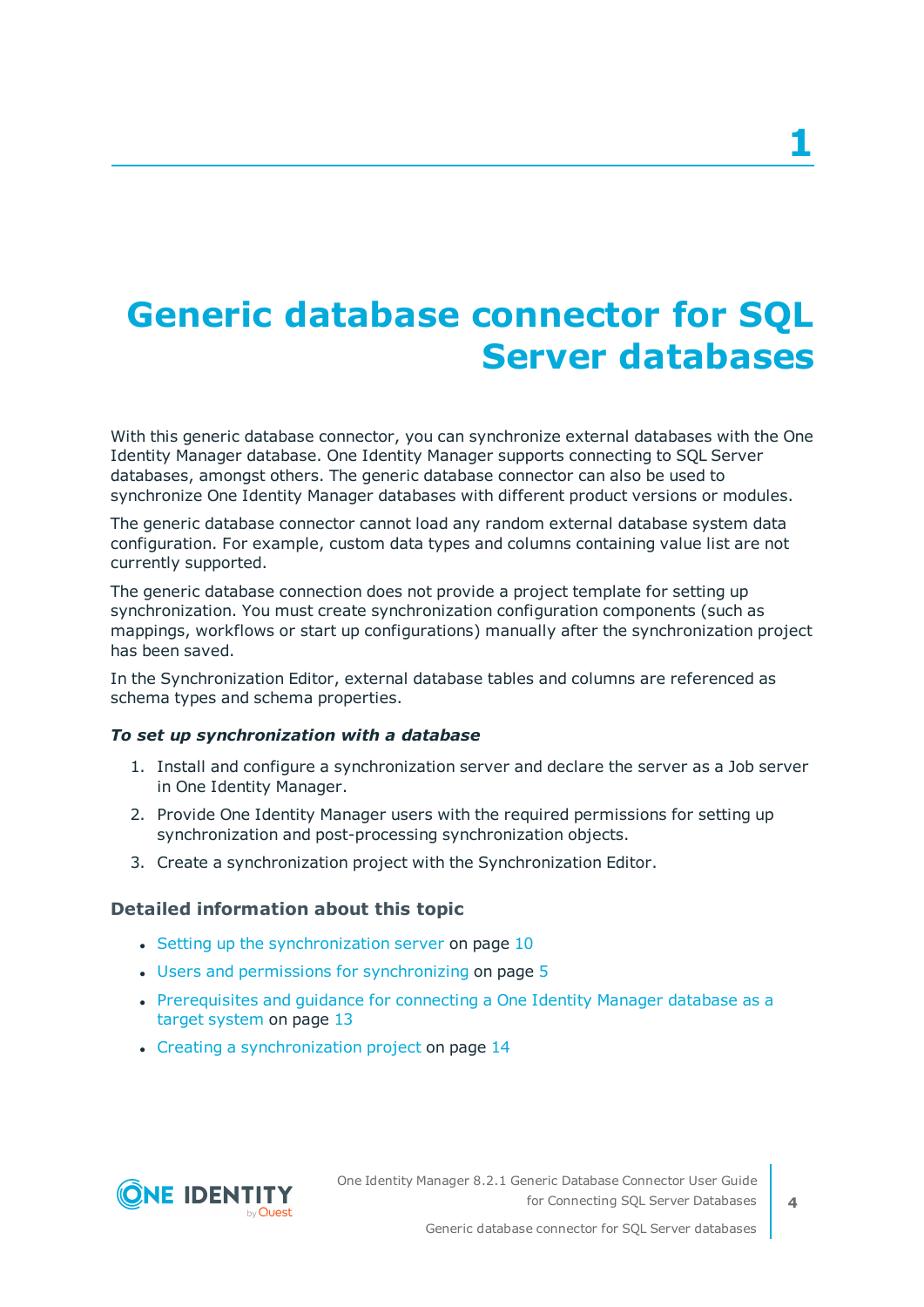# 1 Generic database connector for SQL Server databases

With this generic database connector, you can synchronize external databases with the One Identity Manager database. One Identity Manager supports connecting to SQL Server databases, amongst others. The generic database connector can also be used to synchronize One Identity Manager databases with different product versions or modules.

The generic database connector cannot load any random external database system data configuration. For example, custom data types and columns containing value list are not currently supported.

The generic database connection does not provide a project template for setting up synchronization. You must create synchronization configuration components (such as mappings, workflows or start up configurations) manually after the synchronization project has been saved.

In the Synchronization Editor, external database tables and columns are referenced as schema types and schema properties.

***To set up synchronization with a database***

1. Install and configure a synchronization server and declare the server as a Job server in One Identity Manager.
2. Provide One Identity Manager users with the required permissions for setting up synchronization and post-processing synchronization objects.
3. Create a synchronization project with the Synchronization Editor.

### Detailed information about this topic

- Setting up the synchronization server on page 10
- Users and permissions for synchronizing on page 5
- Prerequisites and guidance for connecting a One Identity Manager database as a target system on page 13
- Creating a synchronization project on page 14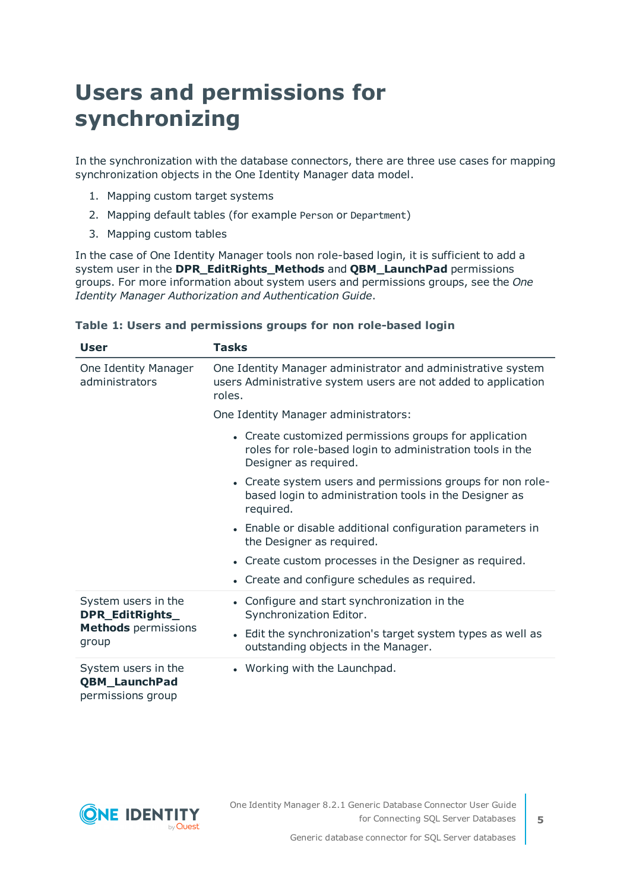# Users and permissions for synchronizing

In the synchronization with the database connectors, there are three use cases for mapping synchronization objects in the One Identity Manager data model.

1. Mapping custom target systems
2. Mapping default tables (for example `Person` or `Department`)
3. Mapping custom tables

In the case of One Identity Manager tools non role-based login, it is sufficient to add a system user in the **DPR_EditRights_Methods** and **QBM_LaunchPad** permissions groups. For more information about system users and permissions groups, see the *One Identity Manager Authorization and Authentication Guide*.

**Table 1: Users and permissions groups for non role-based login**

| User | Tasks |
|---|---|
| One Identity Manager administrators | One Identity Manager administrator and administrative system users Administrative system users are not added to application roles.<br><br>One Identity Manager administrators:<br><ul><li>Create customized permissions groups for application roles for role-based login to administration tools in the Designer as required.</li><li>Create system users and permissions groups for non role-based login to administration tools in the Designer as required.</li><li>Enable or disable additional configuration parameters in the Designer as required.</li><li>Create custom processes in the Designer as required.</li><li>Create and configure schedules as required.</li></ul> |
| System users in the **DPR_EditRights_Methods** permissions group | <ul><li>Configure and start synchronization in the Synchronization Editor.</li><li>Edit the synchronization's target system types as well as outstanding objects in the Manager.</li></ul> |
| System users in the **QBM_LaunchPad** permissions group | <ul><li>Working with the Launchpad.</li></ul> |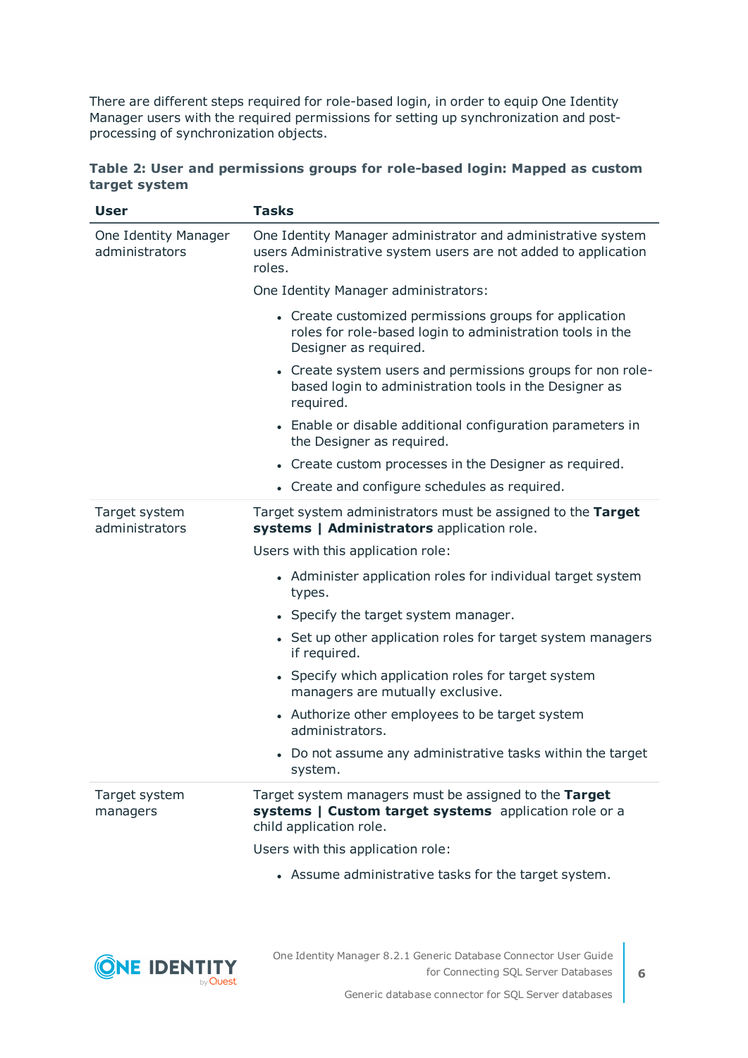There are different steps required for role-based login, in order to equip One Identity Manager users with the required permissions for setting up synchronization and post-processing of synchronization objects.

**Table 2: User and permissions groups for role-based login: Mapped as custom target system**

| User | Tasks |
|---|---|
| One Identity Manager administrators | One Identity Manager administrator and administrative system users Administrative system users are not added to application roles.<br><br>One Identity Manager administrators:<br><br>• Create customized permissions groups for application roles for role-based login to administration tools in the Designer as required.<br>• Create system users and permissions groups for non role-based login to administration tools in the Designer as required.<br>• Enable or disable additional configuration parameters in the Designer as required.<br>• Create custom processes in the Designer as required.<br>• Create and configure schedules as required. |
| Target system administrators | Target system administrators must be assigned to the **Target systems \| Administrators** application role.<br><br>Users with this application role:<br><br>• Administer application roles for individual target system types.<br>• Specify the target system manager.<br>• Set up other application roles for target system managers if required.<br>• Specify which application roles for target system managers are mutually exclusive.<br>• Authorize other employees to be target system administrators.<br>• Do not assume any administrative tasks within the target system. |
| Target system managers | Target system managers must be assigned to the **Target systems \| Custom target systems** application role or a child application role.<br><br>Users with this application role:<br><br>• Assume administrative tasks for the target system. |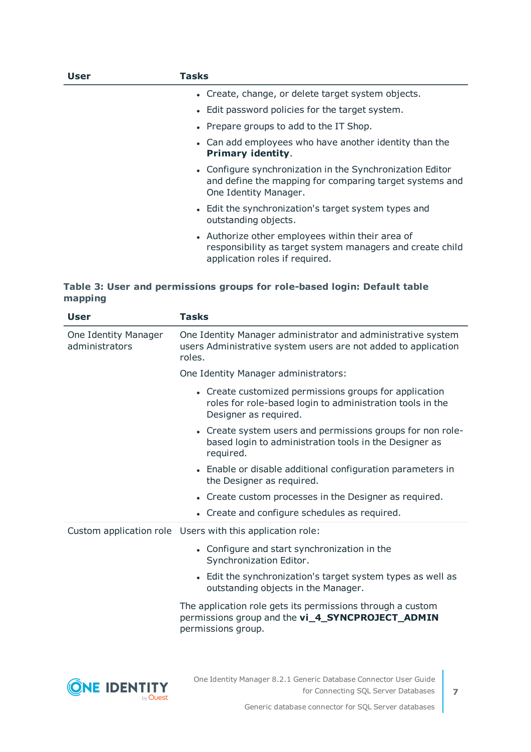| User | Tasks |
| --- | --- |
| | • Create, change, or delete target system objects.<br>• Edit password policies for the target system.<br>• Prepare groups to add to the IT Shop.<br>• Can add employees who have another identity than the **Primary identity**.<br>• Configure synchronization in the Synchronization Editor and define the mapping for comparing target systems and One Identity Manager.<br>• Edit the synchronization's target system types and outstanding objects.<br>• Authorize other employees within their area of responsibility as target system managers and create child application roles if required. |

**Table 3: User and permissions groups for role-based login: Default table mapping**

| User | Tasks |
| --- | --- |
| One Identity Manager administrators | One Identity Manager administrator and administrative system users Administrative system users are not added to application roles.<br><br>One Identity Manager administrators:<br>• Create customized permissions groups for application roles for role-based login to administration tools in the Designer as required.<br>• Create system users and permissions groups for non role-based login to administration tools in the Designer as required.<br>• Enable or disable additional configuration parameters in the Designer as required.<br>• Create custom processes in the Designer as required.<br>• Create and configure schedules as required. |
| Custom application role | Users with this application role:<br>• Configure and start synchronization in the Synchronization Editor.<br>• Edit the synchronization's target system types as well as outstanding objects in the Manager.<br><br>The application role gets its permissions through a custom permissions group and the **vi_4_SYNCPROJECT_ADMIN** permissions group. |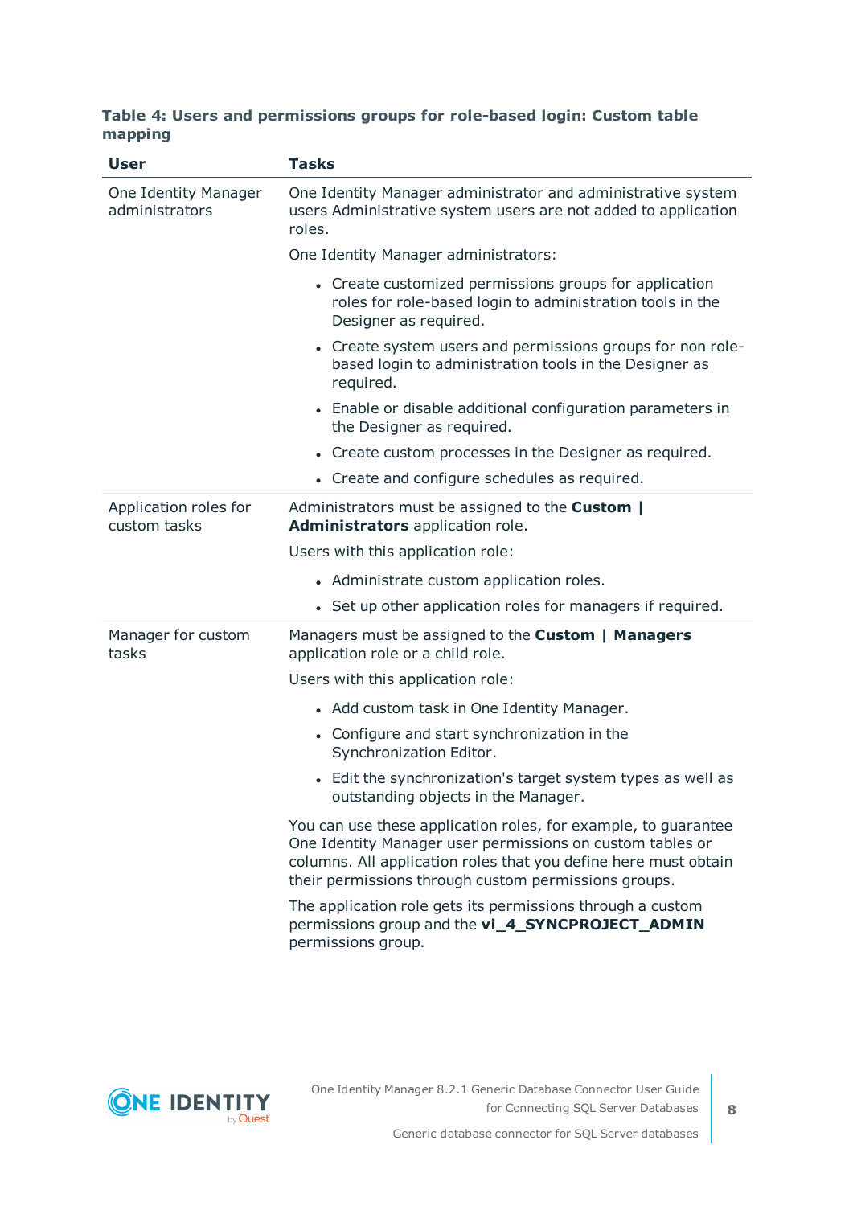**Table 4: Users and permissions groups for role-based login: Custom table mapping**

| User | Tasks |
|---|---|
| One Identity Manager administrators | One Identity Manager administrator and administrative system users Administrative system users are not added to application roles.<br><br>One Identity Manager administrators:<br><br>• Create customized permissions groups for application roles for role-based login to administration tools in the Designer as required.<br>• Create system users and permissions groups for non role-based login to administration tools in the Designer as required.<br>• Enable or disable additional configuration parameters in the Designer as required.<br>• Create custom processes in the Designer as required.<br>• Create and configure schedules as required. |
| Application roles for custom tasks | Administrators must be assigned to the **Custom \| Administrators** application role.<br><br>Users with this application role:<br><br>• Administrate custom application roles.<br>• Set up other application roles for managers if required. |
| Manager for custom tasks | Managers must be assigned to the **Custom \| Managers** application role or a child role.<br><br>Users with this application role:<br><br>• Add custom task in One Identity Manager.<br>• Configure and start synchronization in the Synchronization Editor.<br>• Edit the synchronization's target system types as well as outstanding objects in the Manager.<br><br>You can use these application roles, for example, to guarantee One Identity Manager user permissions on custom tables or columns. All application roles that you define here must obtain their permissions through custom permissions groups.<br><br>The application role gets its permissions through a custom permissions group and the **vi_4_SYNCPROJECT_ADMIN** permissions group. |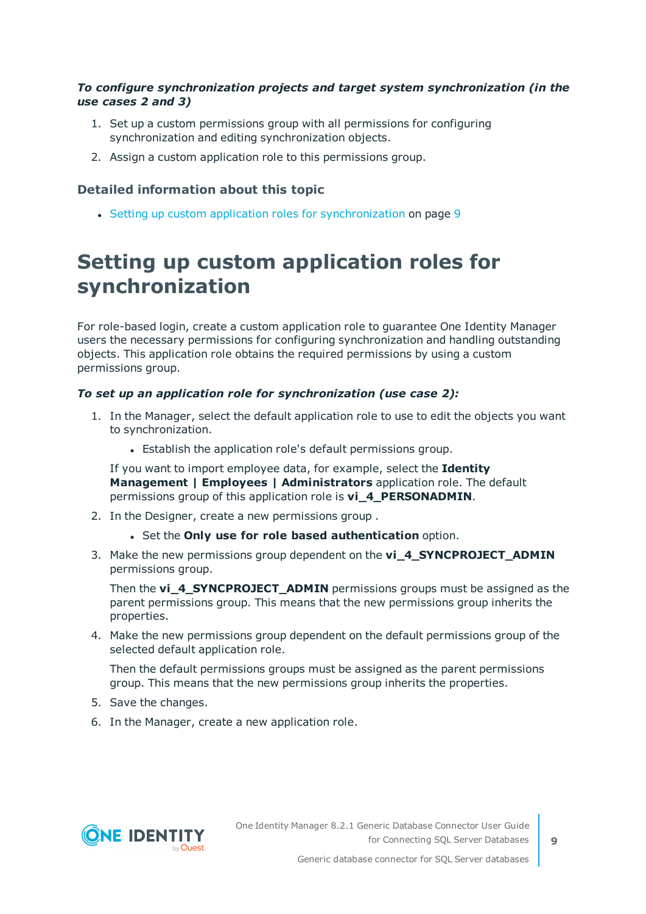***To configure synchronization projects and target system synchronization (in the use cases 2 and 3)***

1. Set up a custom permissions group with all permissions for configuring synchronization and editing synchronization objects.
2. Assign a custom application role to this permissions group.

### Detailed information about this topic

- Setting up custom application roles for synchronization on page 9

# Setting up custom application roles for synchronization

For role-based login, create a custom application role to guarantee One Identity Manager users the necessary permissions for configuring synchronization and handling outstanding objects. This application role obtains the required permissions by using a custom permissions group.

***To set up an application role for synchronization (use case 2):***

1. In the Manager, select the default application role to use to edit the objects you want to synchronization.
   - Establish the application role's default permissions group.

   If you want to import employee data, for example, select the **Identity Management | Employees | Administrators** application role. The default permissions group of this application role is **vi_4_PERSONADMIN**.
2. In the Designer, create a new permissions group .
   - Set the **Only use for role based authentication** option.
3. Make the new permissions group dependent on the **vi_4_SYNCPROJECT_ADMIN** permissions group.

   Then the **vi_4_SYNCPROJECT_ADMIN** permissions groups must be assigned as the parent permissions group. This means that the new permissions group inherits the properties.
4. Make the new permissions group dependent on the default permissions group of the selected default application role.

   Then the default permissions groups must be assigned as the parent permissions group. This means that the new permissions group inherits the properties.
5. Save the changes.
6. In the Manager, create a new application role.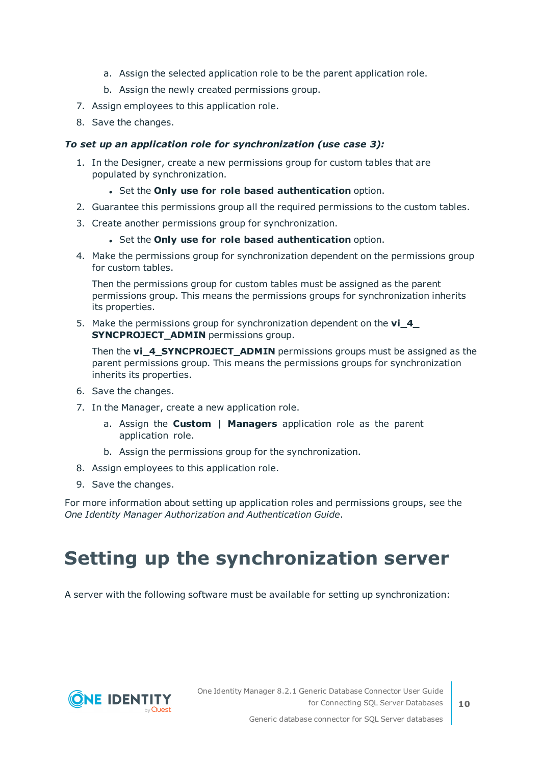a. Assign the selected application role to be the parent application role.
   b. Assign the newly created permissions group.
7. Assign employees to this application role.
8. Save the changes.

***To set up an application role for synchronization (use case 3):***

1. In the Designer, create a new permissions group for custom tables that are populated by synchronization.
   - Set the **Only use for role based authentication** option.
2. Guarantee this permissions group all the required permissions to the custom tables.
3. Create another permissions group for synchronization.
   - Set the **Only use for role based authentication** option.
4. Make the permissions group for synchronization dependent on the permissions group for custom tables.

   Then the permissions group for custom tables must be assigned as the parent permissions group. This means the permissions groups for synchronization inherits its properties.
5. Make the permissions group for synchronization dependent on the **vi_4_SYNCPROJECT_ADMIN** permissions group.

   Then the **vi_4_SYNCPROJECT_ADMIN** permissions groups must be assigned as the parent permissions group. This means the permissions groups for synchronization inherits its properties.
6. Save the changes.
7. In the Manager, create a new application role.
   a. Assign the **Custom | Managers** application role as the parent application role.
   b. Assign the permissions group for the synchronization.
8. Assign employees to this application role.
9. Save the changes.

For more information about setting up application roles and permissions groups, see the *One Identity Manager Authorization and Authentication Guide*.

# Setting up the synchronization server

A server with the following software must be available for setting up synchronization: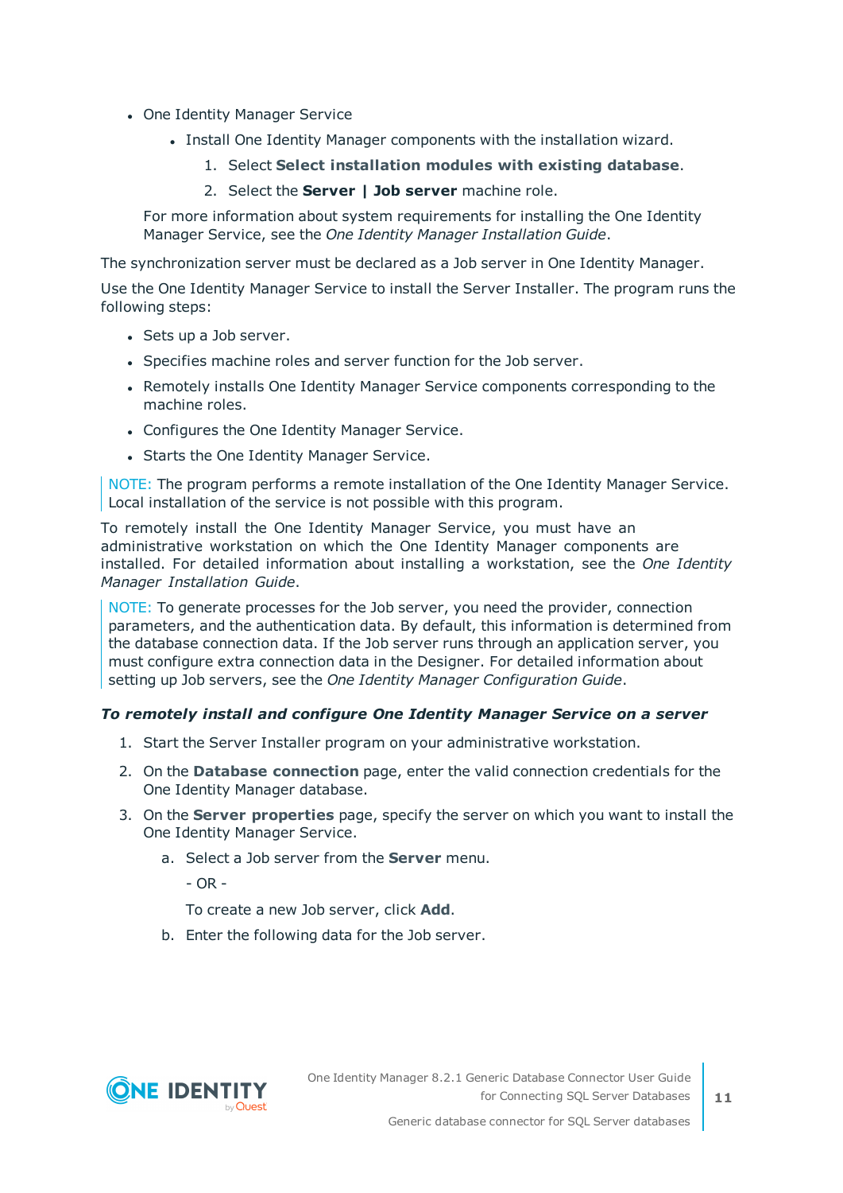- One Identity Manager Service
  - Install One Identity Manager components with the installation wizard.
    1. Select **Select installation modules with existing database**.
    2. Select the **Server | Job server** machine role.

  For more information about system requirements for installing the One Identity Manager Service, see the *One Identity Manager Installation Guide*.

The synchronization server must be declared as a Job server in One Identity Manager.

Use the One Identity Manager Service to install the Server Installer. The program runs the following steps:

- Sets up a Job server.
- Specifies machine roles and server function for the Job server.
- Remotely installs One Identity Manager Service components corresponding to the machine roles.
- Configures the One Identity Manager Service.
- Starts the One Identity Manager Service.

NOTE: The program performs a remote installation of the One Identity Manager Service. Local installation of the service is not possible with this program.

To remotely install the One Identity Manager Service, you must have an administrative workstation on which the One Identity Manager components are installed. For detailed information about installing a workstation, see the *One Identity Manager Installation Guide*.

NOTE: To generate processes for the Job server, you need the provider, connection parameters, and the authentication data. By default, this information is determined from the database connection data. If the Job server runs through an application server, you must configure extra connection data in the Designer. For detailed information about setting up Job servers, see the *One Identity Manager Configuration Guide*.

***To remotely install and configure One Identity Manager Service on a server***

1. Start the Server Installer program on your administrative workstation.
2. On the **Database connection** page, enter the valid connection credentials for the One Identity Manager database.
3. On the **Server properties** page, specify the server on which you want to install the One Identity Manager Service.
   a. Select a Job server from the **Server** menu.

      \- OR -

      To create a new Job server, click **Add**.

   b. Enter the following data for the Job server.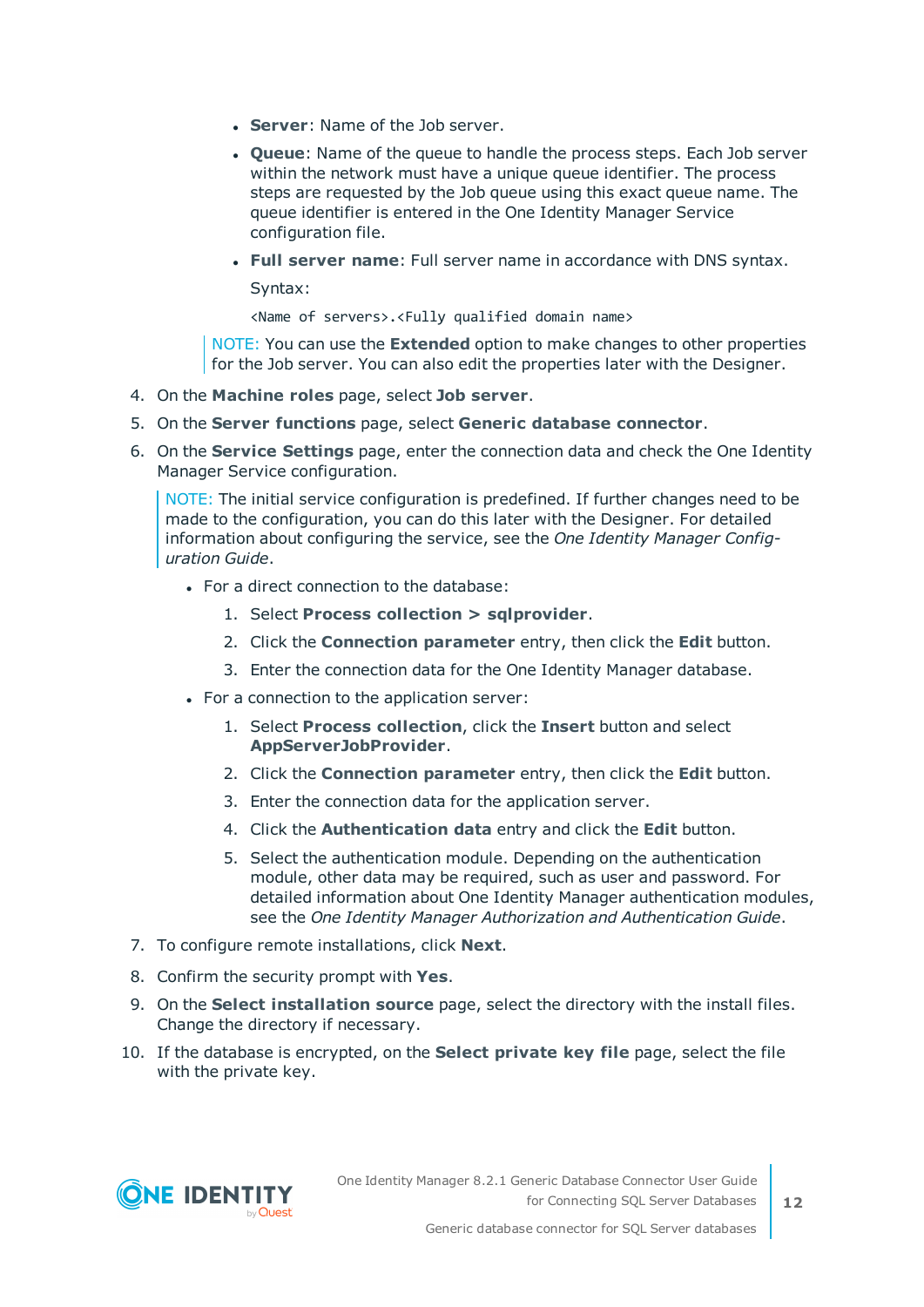- **Server**: Name of the Job server.
- **Queue**: Name of the queue to handle the process steps. Each Job server within the network must have a unique queue identifier. The process steps are requested by the Job queue using this exact queue name. The queue identifier is entered in the One Identity Manager Service configuration file.
- **Full server name**: Full server name in accordance with DNS syntax.

  Syntax:

  ```
  <Name of servers>.<Fully qualified domain name>
  ```

> NOTE: You can use the **Extended** option to make changes to other properties for the Job server. You can also edit the properties later with the Designer.

4. On the **Machine roles** page, select **Job server**.
5. On the **Server functions** page, select **Generic database connector**.
6. On the **Service Settings** page, enter the connection data and check the One Identity Manager Service configuration.

   > NOTE: The initial service configuration is predefined. If further changes need to be made to the configuration, you can do this later with the Designer. For detailed information about configuring the service, see the *One Identity Manager Configuration Guide*.

   - For a direct connection to the database:
     1. Select **Process collection > sqlprovider**.
     2. Click the **Connection parameter** entry, then click the **Edit** button.
     3. Enter the connection data for the One Identity Manager database.
   - For a connection to the application server:
     1. Select **Process collection**, click the **Insert** button and select **AppServerJobProvider**.
     2. Click the **Connection parameter** entry, then click the **Edit** button.
     3. Enter the connection data for the application server.
     4. Click the **Authentication data** entry and click the **Edit** button.
     5. Select the authentication module. Depending on the authentication module, other data may be required, such as user and password. For detailed information about One Identity Manager authentication modules, see the *One Identity Manager Authorization and Authentication Guide*.
7. To configure remote installations, click **Next**.
8. Confirm the security prompt with **Yes**.
9. On the **Select installation source** page, select the directory with the install files. Change the directory if necessary.
10. If the database is encrypted, on the **Select private key file** page, select the file with the private key.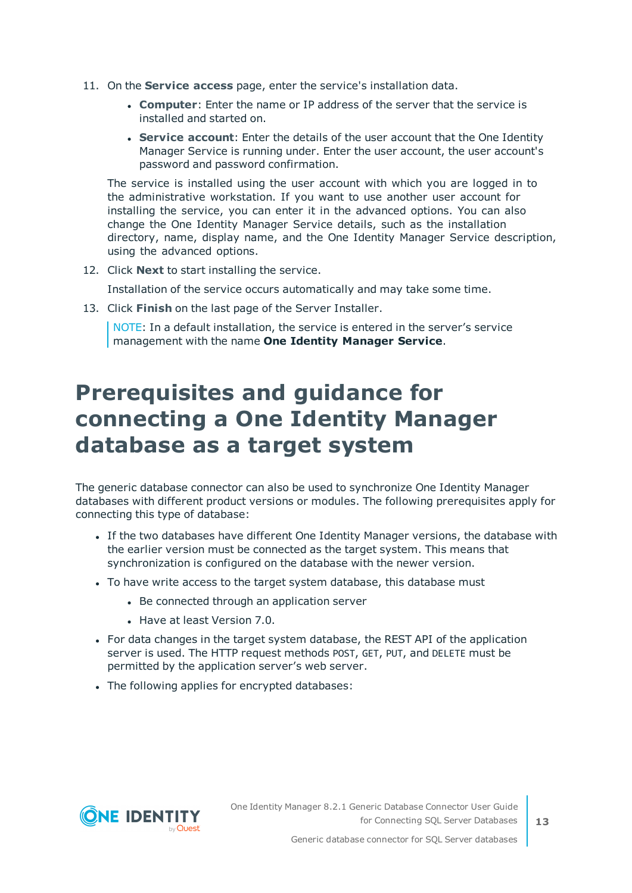11. On the **Service access** page, enter the service's installation data.

    - **Computer**: Enter the name or IP address of the server that the service is installed and started on.
    - **Service account**: Enter the details of the user account that the One Identity Manager Service is running under. Enter the user account, the user account's password and password confirmation.

    The service is installed using the user account with which you are logged in to the administrative workstation. If you want to use another user account for installing the service, you can enter it in the advanced options. You can also change the One Identity Manager Service details, such as the installation directory, name, display name, and the One Identity Manager Service description, using the advanced options.

12. Click **Next** to start installing the service.

    Installation of the service occurs automatically and may take some time.

13. Click **Finish** on the last page of the Server Installer.

    NOTE: In a default installation, the service is entered in the server's service management with the name **One Identity Manager Service**.

# Prerequisites and guidance for connecting a One Identity Manager database as a target system

The generic database connector can also be used to synchronize One Identity Manager databases with different product versions or modules. The following prerequisites apply for connecting this type of database:

- If the two databases have different One Identity Manager versions, the database with the earlier version must be connected as the target system. This means that synchronization is configured on the database with the newer version.
- To have write access to the target system database, this database must
    - Be connected through an application server
    - Have at least Version 7.0.
- For data changes in the target system database, the REST API of the application server is used. The HTTP request methods POST, GET, PUT, and DELETE must be permitted by the application server's web server.
- The following applies for encrypted databases: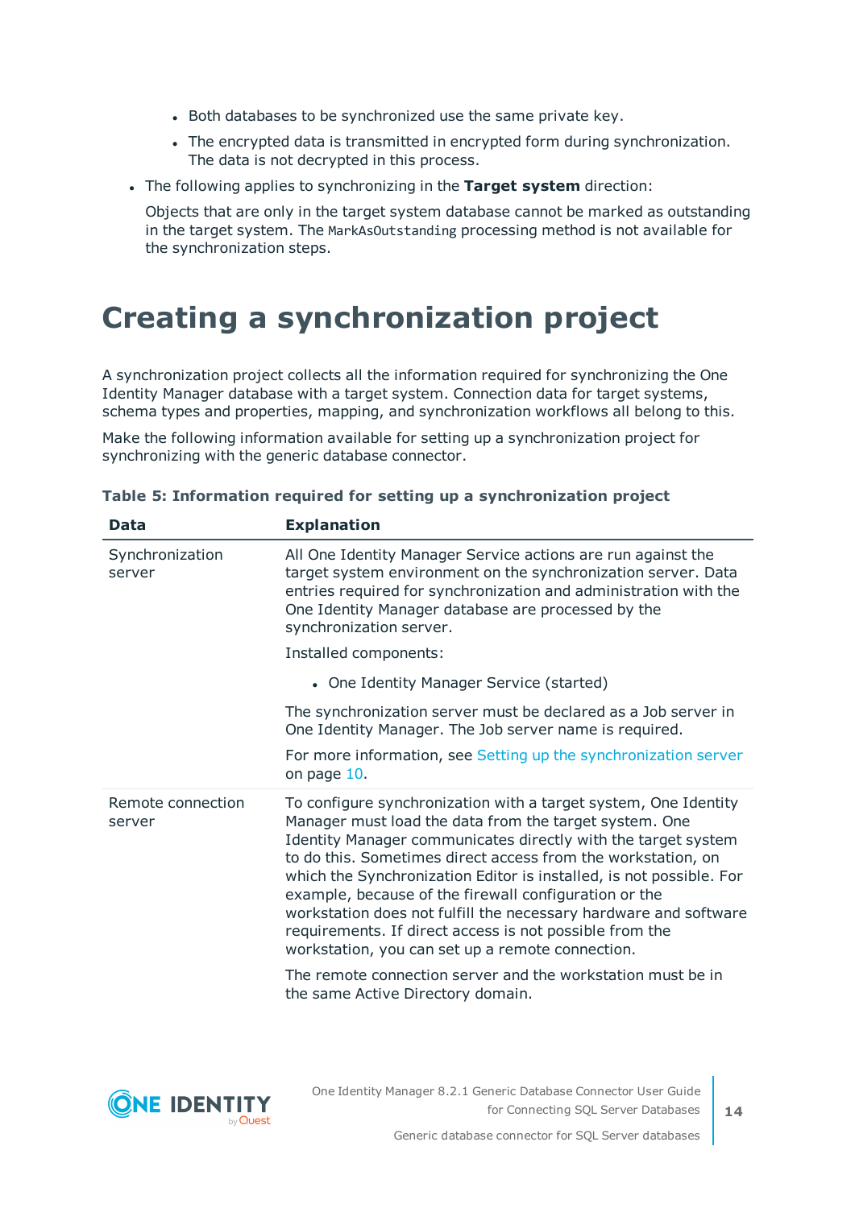- Both databases to be synchronized use the same private key.
  - The encrypted data is transmitted in encrypted form during synchronization. The data is not decrypted in this process.
- The following applies to synchronizing in the **Target system** direction:

  Objects that are only in the target system database cannot be marked as outstanding in the target system. The `MarkAsOutstanding` processing method is not available for the synchronization steps.

# Creating a synchronization project

A synchronization project collects all the information required for synchronizing the One Identity Manager database with a target system. Connection data for target systems, schema types and properties, mapping, and synchronization workflows all belong to this.

Make the following information available for setting up a synchronization project for synchronizing with the generic database connector.

**Table 5: Information required for setting up a synchronization project**

| Data | Explanation |
|---|---|
| Synchronization server | All One Identity Manager Service actions are run against the target system environment on the synchronization server. Data entries required for synchronization and administration with the One Identity Manager database are processed by the synchronization server.<br><br>Installed components:<br><br>• One Identity Manager Service (started)<br><br>The synchronization server must be declared as a Job server in One Identity Manager. The Job server name is required.<br><br>For more information, see Setting up the synchronization server on page 10. |
| Remote connection server | To configure synchronization with a target system, One Identity Manager must load the data from the target system. One Identity Manager communicates directly with the target system to do this. Sometimes direct access from the workstation, on which the Synchronization Editor is installed, is not possible. For example, because of the firewall configuration or the workstation does not fulfill the necessary hardware and software requirements. If direct access is not possible from the workstation, you can set up a remote connection.<br><br>The remote connection server and the workstation must be in the same Active Directory domain. |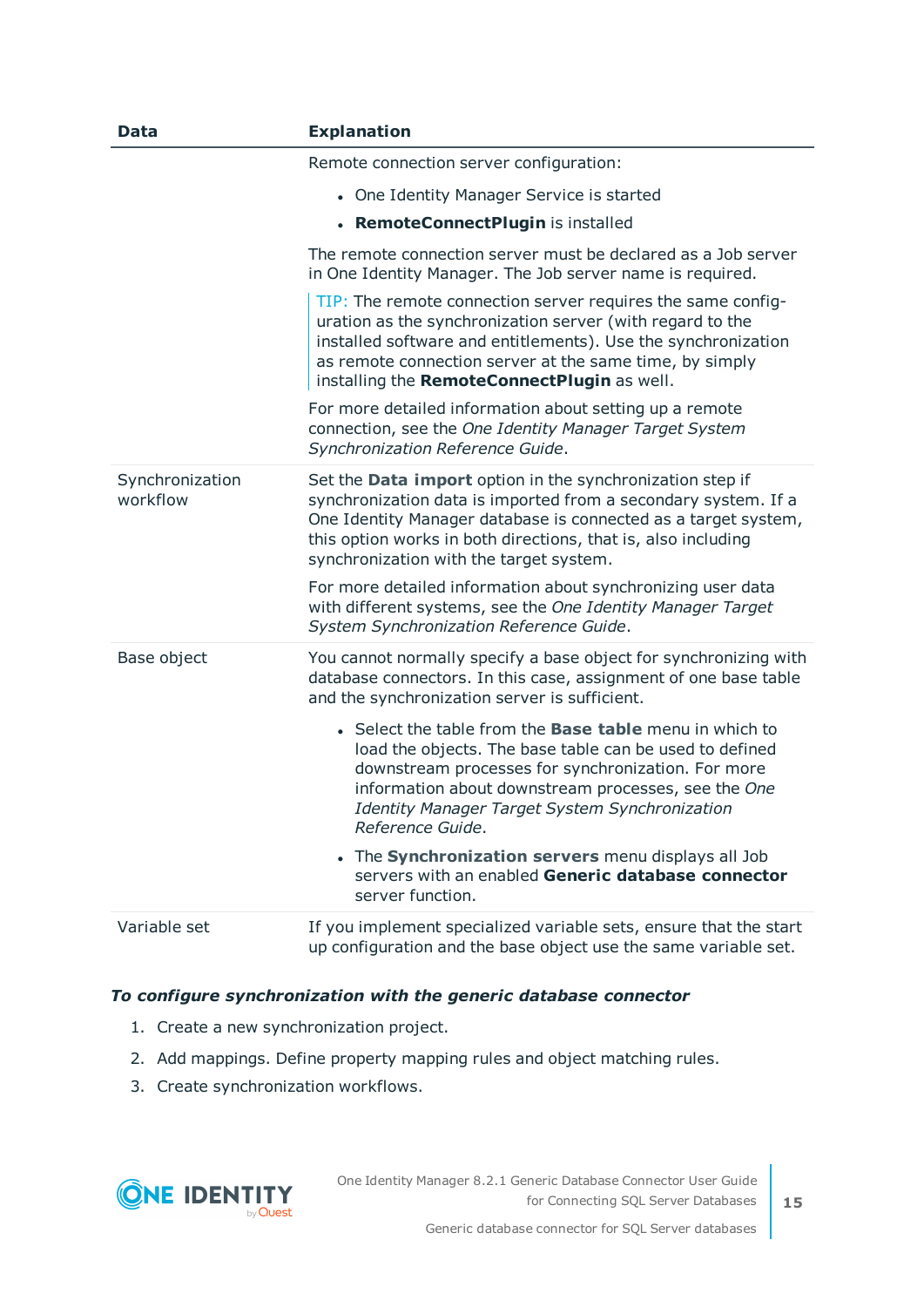| Data | Explanation |
|---|---|
| | Remote connection server configuration:<br>• One Identity Manager Service is started<br>• **RemoteConnectPlugin** is installed<br><br>The remote connection server must be declared as a Job server in One Identity Manager. The Job server name is required.<br><br>TIP: The remote connection server requires the same configuration as the synchronization server (with regard to the installed software and entitlements). Use the synchronization as remote connection server at the same time, by simply installing the **RemoteConnectPlugin** as well.<br><br>For more detailed information about setting up a remote connection, see the *One Identity Manager Target System Synchronization Reference Guide*. |
| Synchronization workflow | Set the **Data import** option in the synchronization step if synchronization data is imported from a secondary system. If a One Identity Manager database is connected as a target system, this option works in both directions, that is, also including synchronization with the target system.<br><br>For more detailed information about synchronizing user data with different systems, see the *One Identity Manager Target System Synchronization Reference Guide*. |
| Base object | You cannot normally specify a base object for synchronizing with database connectors. In this case, assignment of one base table and the synchronization server is sufficient.<br>• Select the table from the **Base table** menu in which to load the objects. The base table can be used to defined downstream processes for synchronization. For more information about downstream processes, see the *One Identity Manager Target System Synchronization Reference Guide*.<br>• The **Synchronization servers** menu displays all Job servers with an enabled **Generic database connector** server function. |
| Variable set | If you implement specialized variable sets, ensure that the start up configuration and the base object use the same variable set. |

***To configure synchronization with the generic database connector***

1. Create a new synchronization project.
2. Add mappings. Define property mapping rules and object matching rules.
3. Create synchronization workflows.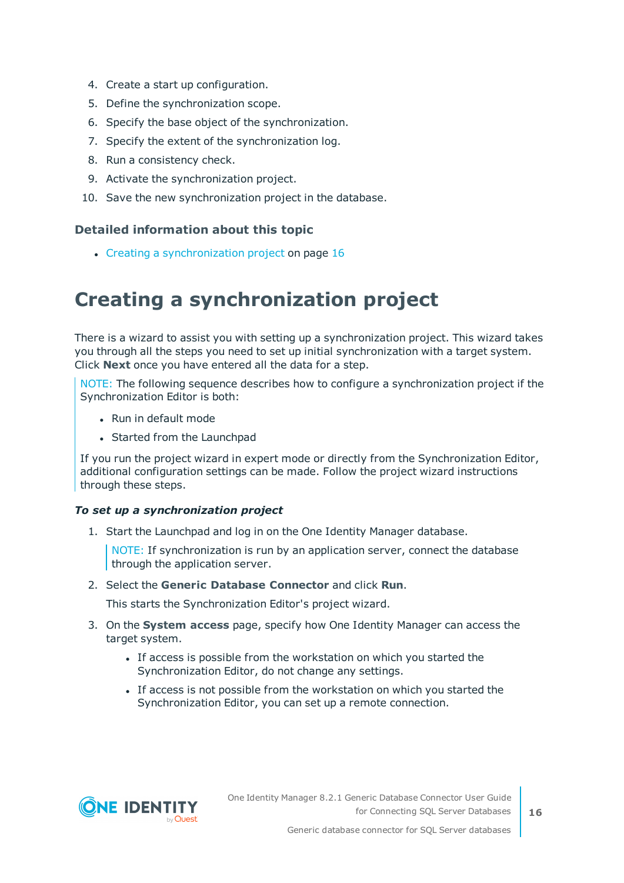4. Create a start up configuration.
5. Define the synchronization scope.
6. Specify the base object of the synchronization.
7. Specify the extent of the synchronization log.
8. Run a consistency check.
9. Activate the synchronization project.
10. Save the new synchronization project in the database.

### Detailed information about this topic

- Creating a synchronization project on page 16

# Creating a synchronization project

There is a wizard to assist you with setting up a synchronization project. This wizard takes you through all the steps you need to set up initial synchronization with a target system. Click **Next** once you have entered all the data for a step.

NOTE: The following sequence describes how to configure a synchronization project if the Synchronization Editor is both:

- Run in default mode
- Started from the Launchpad

If you run the project wizard in expert mode or directly from the Synchronization Editor, additional configuration settings can be made. Follow the project wizard instructions through these steps.

***To set up a synchronization project***

1. Start the Launchpad and log in on the One Identity Manager database.

   NOTE: If synchronization is run by an application server, connect the database through the application server.

2. Select the **Generic Database Connector** and click **Run**.

   This starts the Synchronization Editor's project wizard.

3. On the **System access** page, specify how One Identity Manager can access the target system.

   - If access is possible from the workstation on which you started the Synchronization Editor, do not change any settings.
   - If access is not possible from the workstation on which you started the Synchronization Editor, you can set up a remote connection.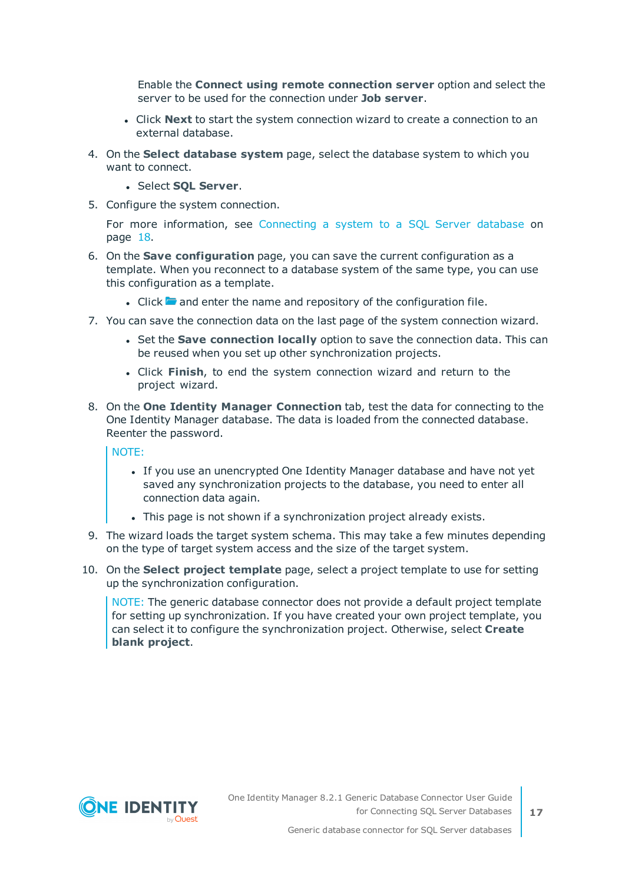Enable the **Connect using remote connection server** option and select the server to be used for the connection under **Job server**.

- Click **Next** to start the system connection wizard to create a connection to an external database.

4. On the **Select database system** page, select the database system to which you want to connect.
   - Select **SQL Server**.
5. Configure the system connection.

   For more information, see Connecting a system to a SQL Server database on page 18.
6. On the **Save configuration** page, you can save the current configuration as a template. When you reconnect to a database system of the same type, you can use this configuration as a template.
   - Click and enter the name and repository of the configuration file.
7. You can save the connection data on the last page of the system connection wizard.
   - Set the **Save connection locally** option to save the connection data. This can be reused when you set up other synchronization projects.
   - Click **Finish**, to end the system connection wizard and return to the project wizard.
8. On the **One Identity Manager Connection** tab, test the data for connecting to the One Identity Manager database. The data is loaded from the connected database. Reenter the password.

   NOTE:
   - If you use an unencrypted One Identity Manager database and have not yet saved any synchronization projects to the database, you need to enter all connection data again.
   - This page is not shown if a synchronization project already exists.
9. The wizard loads the target system schema. This may take a few minutes depending on the type of target system access and the size of the target system.
10. On the **Select project template** page, select a project template to use for setting up the synchronization configuration.

    NOTE: The generic database connector does not provide a default project template for setting up synchronization. If you have created your own project template, you can select it to configure the synchronization project. Otherwise, select **Create blank project**.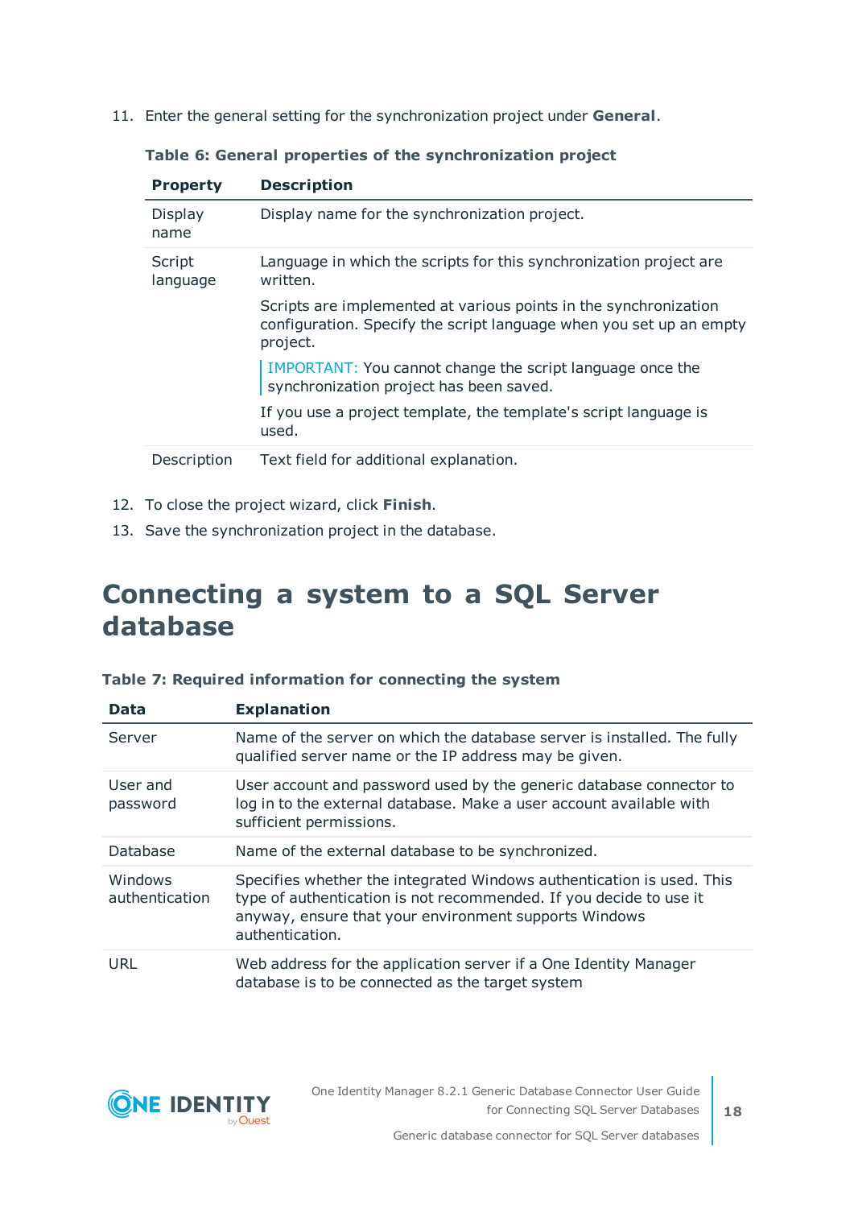11. Enter the general setting for the synchronization project under **General**.

**Table 6: General properties of the synchronization project**

| Property | Description |
|---|---|
| Display name | Display name for the synchronization project. |
| Script language | Language in which the scripts for this synchronization project are written.<br><br>Scripts are implemented at various points in the synchronization configuration. Specify the script language when you set up an empty project.<br><br>IMPORTANT: You cannot change the script language once the synchronization project has been saved.<br><br>If you use a project template, the template's script language is used. |
| Description | Text field for additional explanation. |

12. To close the project wizard, click **Finish**.
13. Save the synchronization project in the database.

# Connecting a system to a SQL Server database

**Table 7: Required information for connecting the system**

| Data | Explanation |
|---|---|
| Server | Name of the server on which the database server is installed. The fully qualified server name or the IP address may be given. |
| User and password | User account and password used by the generic database connector to log in to the external database. Make a user account available with sufficient permissions. |
| Database | Name of the external database to be synchronized. |
| Windows authentication | Specifies whether the integrated Windows authentication is used. This type of authentication is not recommended. If you decide to use it anyway, ensure that your environment supports Windows authentication. |
| URL | Web address for the application server if a One Identity Manager database is to be connected as the target system |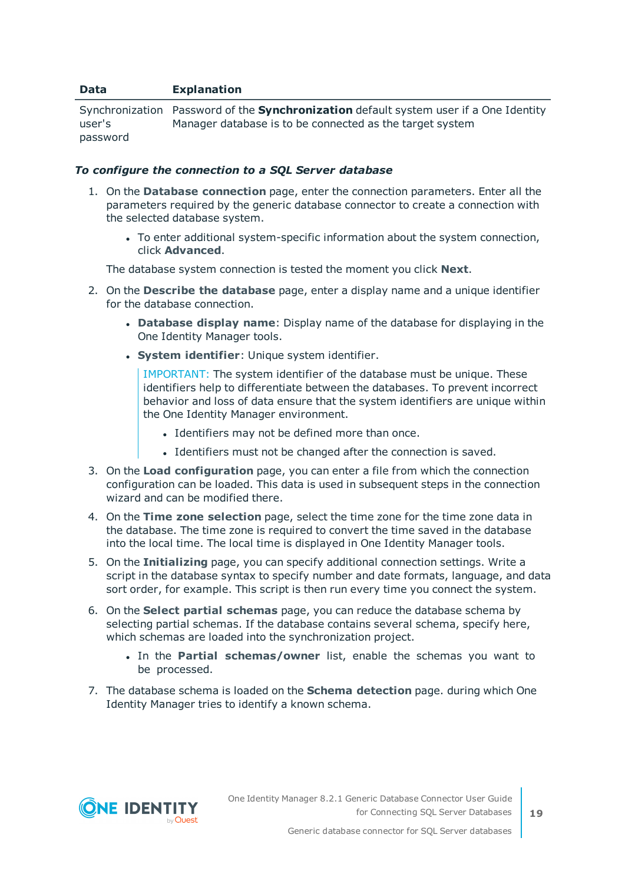| Data | Explanation |
|---|---|
| Synchronization user's password | Password of the **Synchronization** default system user if a One Identity Manager database is to be connected as the target system |

***To configure the connection to a SQL Server database***

1. On the **Database connection** page, enter the connection parameters. Enter all the parameters required by the generic database connector to create a connection with the selected database system.

   - To enter additional system-specific information about the system connection, click **Advanced**.

   The database system connection is tested the moment you click **Next**.

2. On the **Describe the database** page, enter a display name and a unique identifier for the database connection.

   - **Database display name**: Display name of the database for displaying in the One Identity Manager tools.
   - **System identifier**: Unique system identifier.

     IMPORTANT: The system identifier of the database must be unique. These identifiers help to differentiate between the databases. To prevent incorrect behavior and loss of data ensure that the system identifiers are unique within the One Identity Manager environment.

     - Identifiers may not be defined more than once.
     - Identifiers must not be changed after the connection is saved.

3. On the **Load configuration** page, you can enter a file from which the connection configuration can be loaded. This data is used in subsequent steps in the connection wizard and can be modified there.

4. On the **Time zone selection** page, select the time zone for the time zone data in the database. The time zone is required to convert the time saved in the database into the local time. The local time is displayed in One Identity Manager tools.

5. On the **Initializing** page, you can specify additional connection settings. Write a script in the database syntax to specify number and date formats, language, and data sort order, for example. This script is then run every time you connect the system.

6. On the **Select partial schemas** page, you can reduce the database schema by selecting partial schemas. If the database contains several schema, specify here, which schemas are loaded into the synchronization project.

   - In the **Partial schemas/owner** list, enable the schemas you want to be processed.

7. The database schema is loaded on the **Schema detection** page. during which One Identity Manager tries to identify a known schema.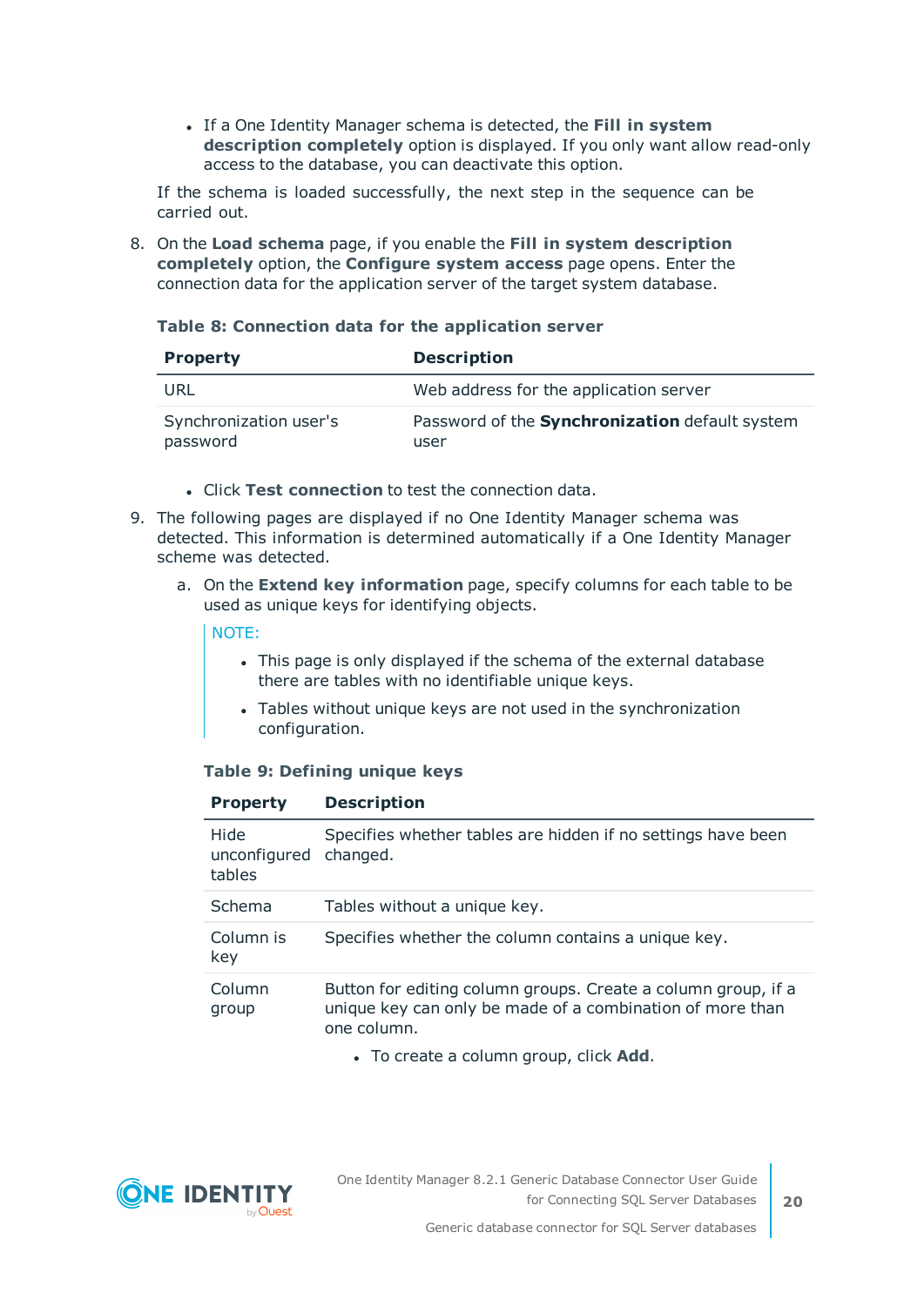- If a One Identity Manager schema is detected, the **Fill in system description completely** option is displayed. If you only want allow read-only access to the database, you can deactivate this option.

If the schema is loaded successfully, the next step in the sequence can be carried out.

8. On the **Load schema** page, if you enable the **Fill in system description completely** option, the **Configure system access** page opens. Enter the connection data for the application server of the target system database.

**Table 8: Connection data for the application server**

| Property | Description |
|---|---|
| URL | Web address for the application server |
| Synchronization user's password | Password of the **Synchronization** default system user |

- Click **Test connection** to test the connection data.

9. The following pages are displayed if no One Identity Manager schema was detected. This information is determined automatically if a One Identity Manager scheme was detected.

    a. On the **Extend key information** page, specify columns for each table to be used as unique keys for identifying objects.

    NOTE:

    - This page is only displayed if the schema of the external database there are tables with no identifiable unique keys.
    - Tables without unique keys are not used in the synchronization configuration.

    **Table 9: Defining unique keys**

    | Property | Description |
    |---|---|
    | Hide unconfigured tables | Specifies whether tables are hidden if no settings have been changed. |
    | Schema | Tables without a unique key. |
    | Column is key | Specifies whether the column contains a unique key. |
    | Column group | Button for editing column groups. Create a column group, if a unique key can only be made of a combination of more than one column.<br>• To create a column group, click **Add**. |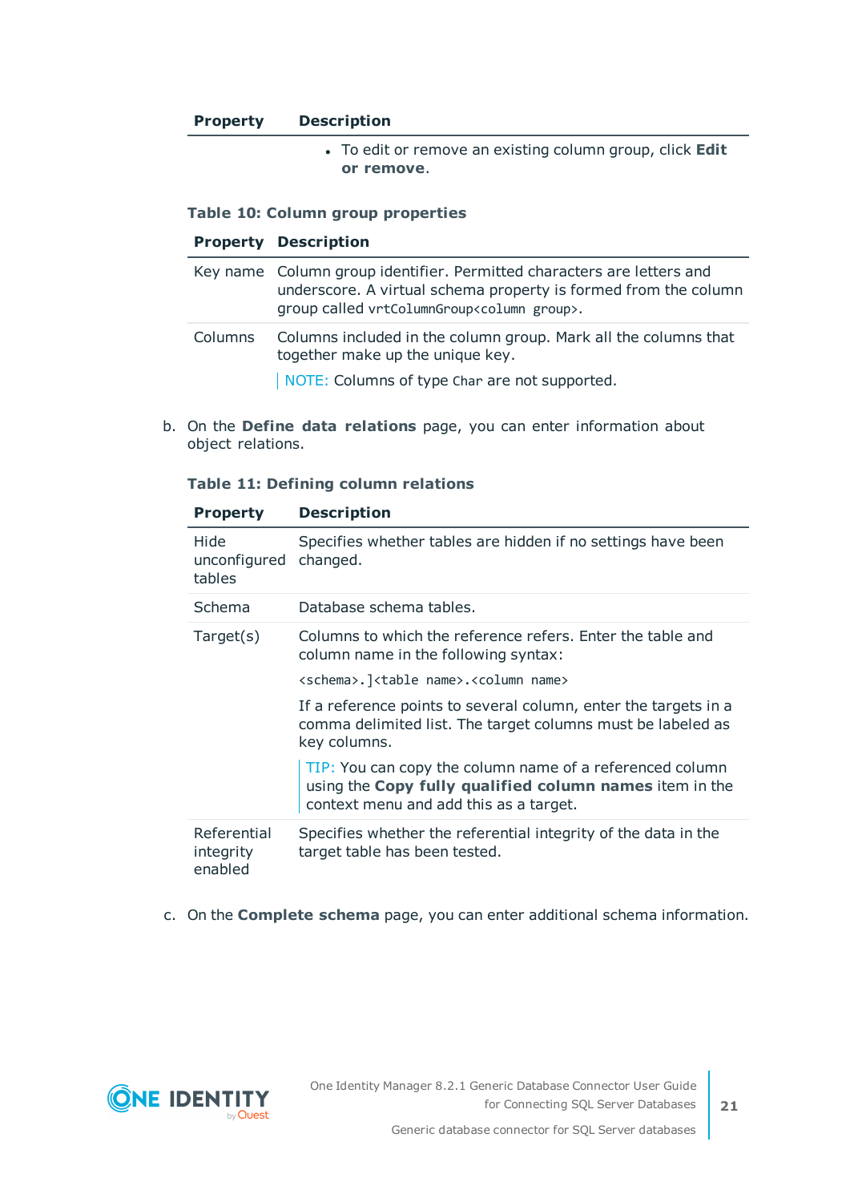| Property | Description |
|---|---|
| | • To edit or remove an existing column group, click **Edit or remove**. |

**Table 10: Column group properties**

| Property | Description |
|---|---|
| Key name | Column group identifier. Permitted characters are letters and underscore. A virtual schema property is formed from the column group called `vrtColumnGroup<column group>`. |
| Columns | Columns included in the column group. Mark all the columns that together make up the unique key. NOTE: Columns of type `Char` are not supported. |

b. On the **Define data relations** page, you can enter information about object relations.

**Table 11: Defining column relations**

| Property | Description |
|---|---|
| Hide unconfigured tables | Specifies whether tables are hidden if no settings have been changed. |
| Schema | Database schema tables. |
| Target(s) | Columns to which the reference refers. Enter the table and column name in the following syntax: `<schema>.]<table name>.<column name>` If a reference points to several column, enter the targets in a comma delimited list. The target columns must be labeled as key columns. TIP: You can copy the column name of a referenced column using the **Copy fully qualified column names** item in the context menu and add this as a target. |
| Referential integrity enabled | Specifies whether the referential integrity of the data in the target table has been tested. |

c. On the **Complete schema** page, you can enter additional schema information.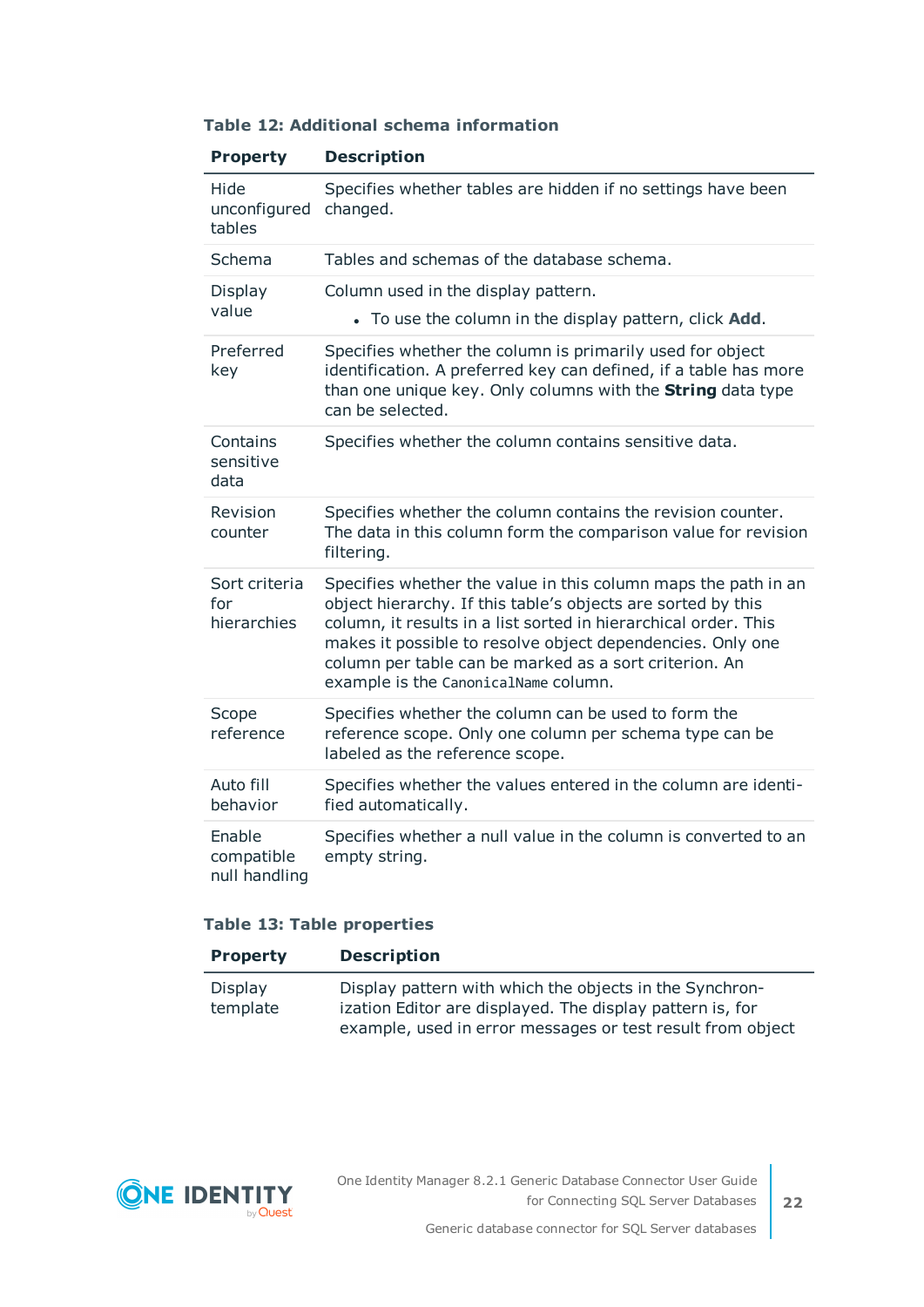**Table 12: Additional schema information**

| Property | Description |
|---|---|
| Hide unconfigured tables | Specifies whether tables are hidden if no settings have been changed. |
| Schema | Tables and schemas of the database schema. |
| Display value | Column used in the display pattern.<br>• To use the column in the display pattern, click **Add**. |
| Preferred key | Specifies whether the column is primarily used for object identification. A preferred key can defined, if a table has more than one unique key. Only columns with the **String** data type can be selected. |
| Contains sensitive data | Specifies whether the column contains sensitive data. |
| Revision counter | Specifies whether the column contains the revision counter. The data in this column form the comparison value for revision filtering. |
| Sort criteria for hierarchies | Specifies whether the value in this column maps the path in an object hierarchy. If this table's objects are sorted by this column, it results in a list sorted in hierarchical order. This makes it possible to resolve object dependencies. Only one column per table can be marked as a sort criterion. An example is the `CanonicalName` column. |
| Scope reference | Specifies whether the column can be used to form the reference scope. Only one column per schema type can be labeled as the reference scope. |
| Auto fill behavior | Specifies whether the values entered in the column are identified automatically. |
| Enable compatible null handling | Specifies whether a null value in the column is converted to an empty string. |

**Table 13: Table properties**

| Property | Description |
|---|---|
| Display template | Display pattern with which the objects in the Synchronization Editor are displayed. The display pattern is, for example, used in error messages or test result from object |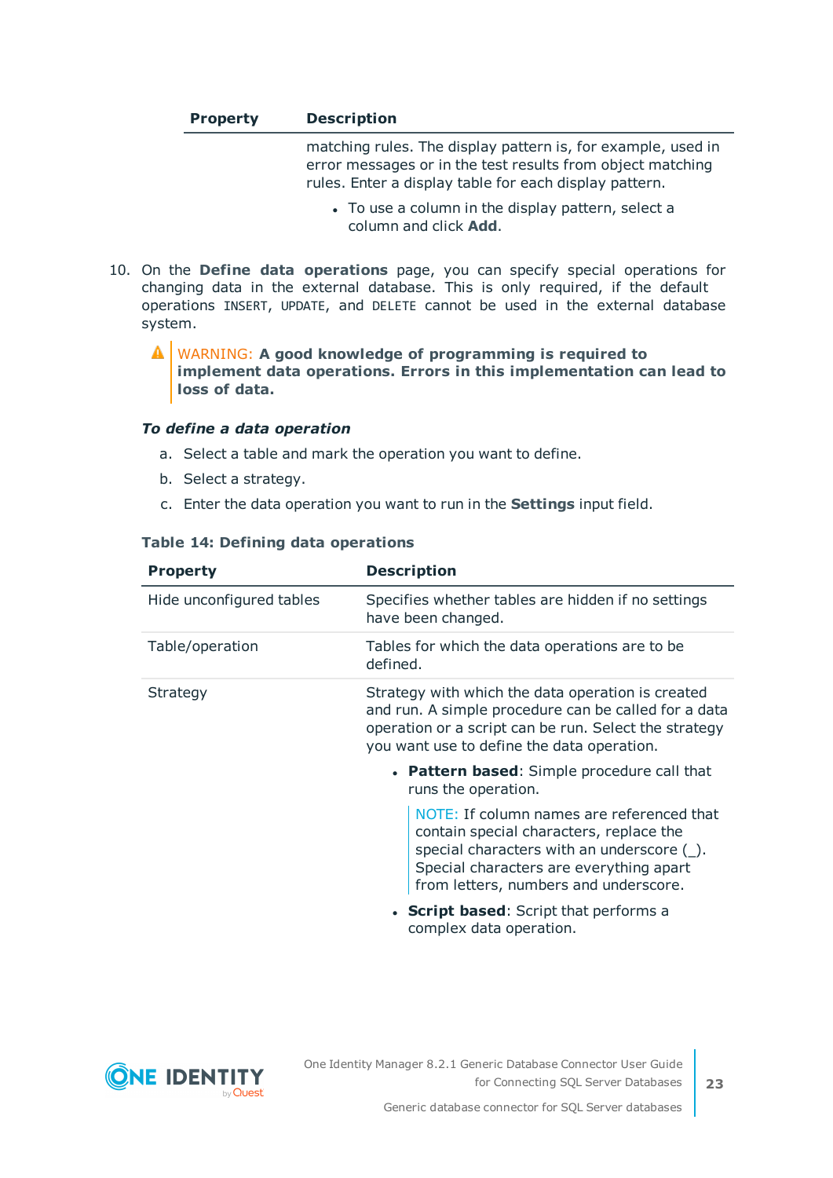| Property | Description |
|---|---|
| | matching rules. The display pattern is, for example, used in error messages or in the test results from object matching rules. Enter a display table for each display pattern.<br><br>• To use a column in the display pattern, select a column and click **Add**. |

10. On the **Define data operations** page, you can specify special operations for changing data in the external database. This is only required, if the default operations `INSERT`, `UPDATE`, and `DELETE` cannot be used in the external database system.

    WARNING: **A good knowledge of programming is required to implement data operations. Errors in this implementation can lead to loss of data.**

    ***To define a data operation***

    a. Select a table and mark the operation you want to define.

    b. Select a strategy.

    c. Enter the data operation you want to run in the **Settings** input field.

**Table 14: Defining data operations**

| Property | Description |
|---|---|
| Hide unconfigured tables | Specifies whether tables are hidden if no settings have been changed. |
| Table/operation | Tables for which the data operations are to be defined. |
| Strategy | Strategy with which the data operation is created and run. A simple procedure can be called for a data operation or a script can be run. Select the strategy you want use to define the data operation.<br><br>• **Pattern based**: Simple procedure call that runs the operation.<br><br>NOTE: If column names are referenced that contain special characters, replace the special characters with an underscore (_). Special characters are everything apart from letters, numbers and underscore.<br><br>• **Script based**: Script that performs a complex data operation. |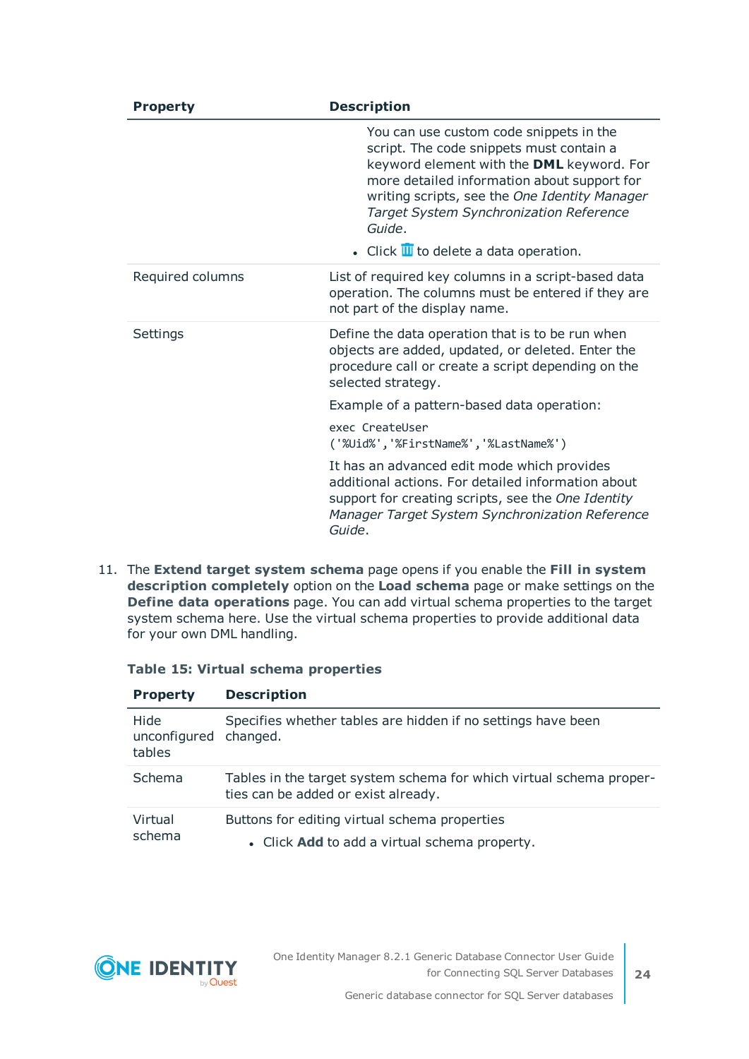| Property | Description |
|---|---|
| | You can use custom code snippets in the script. The code snippets must contain a keyword element with the **DML** keyword. For more detailed information about support for writing scripts, see the *One Identity Manager Target System Synchronization Reference Guide*.<br>• Click 🗑 to delete a data operation. |
| Required columns | List of required key columns in a script-based data operation. The columns must be entered if they are not part of the display name. |
| Settings | Define the data operation that is to be run when objects are added, updated, or deleted. Enter the procedure call or create a script depending on the selected strategy.<br>Example of a pattern-based data operation:<br>`exec CreateUser ('%Uid%','%FirstName%','%LastName%')`<br>It has an advanced edit mode which provides additional actions. For detailed information about support for creating scripts, see the *One Identity Manager Target System Synchronization Reference Guide*. |

11. The **Extend target system schema** page opens if you enable the **Fill in system description completely** option on the **Load schema** page or make settings on the **Define data operations** page. You can add virtual schema properties to the target system schema here. Use the virtual schema properties to provide additional data for your own DML handling.

**Table 15: Virtual schema properties**

| Property | Description |
|---|---|
| Hide unconfigured tables | Specifies whether tables are hidden if no settings have been changed. |
| Schema | Tables in the target system schema for which virtual schema properties can be added or exist already. |
| Virtual schema | Buttons for editing virtual schema properties<br>• Click **Add** to add a virtual schema property. |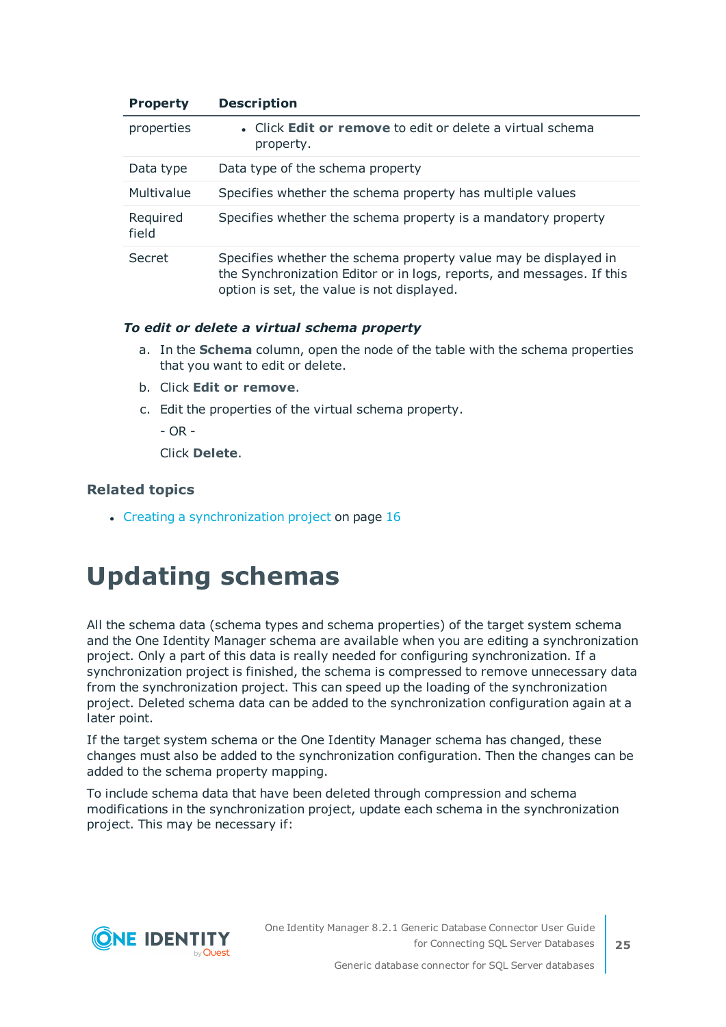| Property | Description |
|---|---|
| properties | • Click **Edit or remove** to edit or delete a virtual schema property. |
| Data type | Data type of the schema property |
| Multivalue | Specifies whether the schema property has multiple values |
| Required field | Specifies whether the schema property is a mandatory property |
| Secret | Specifies whether the schema property value may be displayed in the Synchronization Editor or in logs, reports, and messages. If this option is set, the value is not displayed. |

***To edit or delete a virtual schema property***

a. In the **Schema** column, open the node of the table with the schema properties that you want to edit or delete.

b. Click **Edit or remove**.

c. Edit the properties of the virtual schema property.

   - OR -

   Click **Delete**.

### Related topics

- Creating a synchronization project on page 16

# Updating schemas

All the schema data (schema types and schema properties) of the target system schema and the One Identity Manager schema are available when you are editing a synchronization project. Only a part of this data is really needed for configuring synchronization. If a synchronization project is finished, the schema is compressed to remove unnecessary data from the synchronization project. This can speed up the loading of the synchronization project. Deleted schema data can be added to the synchronization configuration again at a later point.

If the target system schema or the One Identity Manager schema has changed, these changes must also be added to the synchronization configuration. Then the changes can be added to the schema property mapping.

To include schema data that have been deleted through compression and schema modifications in the synchronization project, update each schema in the synchronization project. This may be necessary if: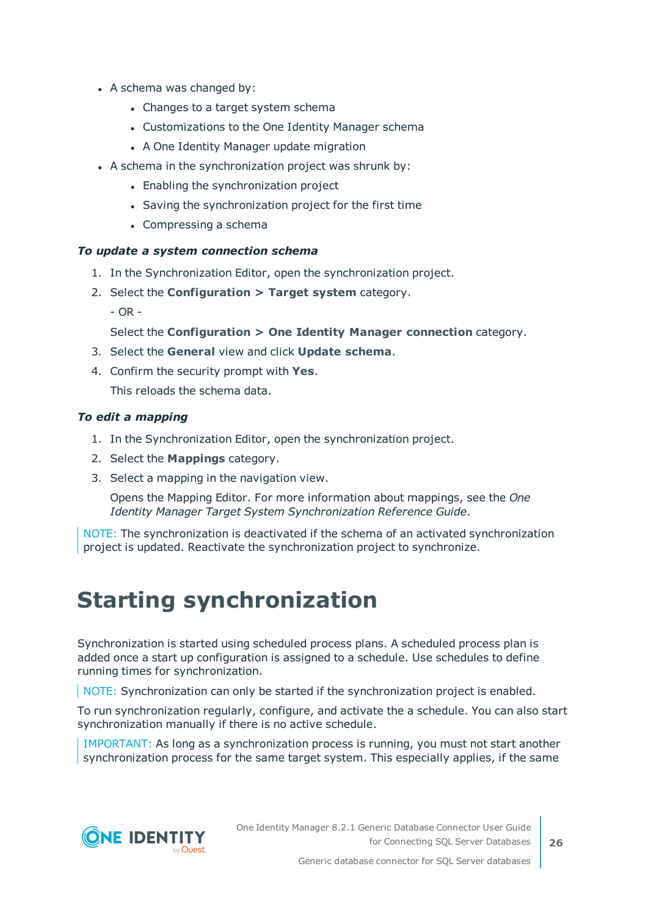- A schema was changed by:
  - Changes to a target system schema
  - Customizations to the One Identity Manager schema
  - A One Identity Manager update migration
- A schema in the synchronization project was shrunk by:
  - Enabling the synchronization project
  - Saving the synchronization project for the first time
  - Compressing a schema

***To update a system connection schema***

1. In the Synchronization Editor, open the synchronization project.
2. Select the **Configuration > Target system** category.

   - OR -

   Select the **Configuration > One Identity Manager connection** category.
3. Select the **General** view and click **Update schema**.
4. Confirm the security prompt with **Yes**.

   This reloads the schema data.

***To edit a mapping***

1. In the Synchronization Editor, open the synchronization project.
2. Select the **Mappings** category.
3. Select a mapping in the navigation view.

   Opens the Mapping Editor. For more information about mappings, see the *One Identity Manager Target System Synchronization Reference Guide*.

NOTE: The synchronization is deactivated if the schema of an activated synchronization project is updated. Reactivate the synchronization project to synchronize.

# Starting synchronization

Synchronization is started using scheduled process plans. A scheduled process plan is added once a start up configuration is assigned to a schedule. Use schedules to define running times for synchronization.

NOTE: Synchronization can only be started if the synchronization project is enabled.

To run synchronization regularly, configure, and activate the a schedule. You can also start synchronization manually if there is no active schedule.

IMPORTANT: As long as a synchronization process is running, you must not start another synchronization process for the same target system. This especially applies, if the same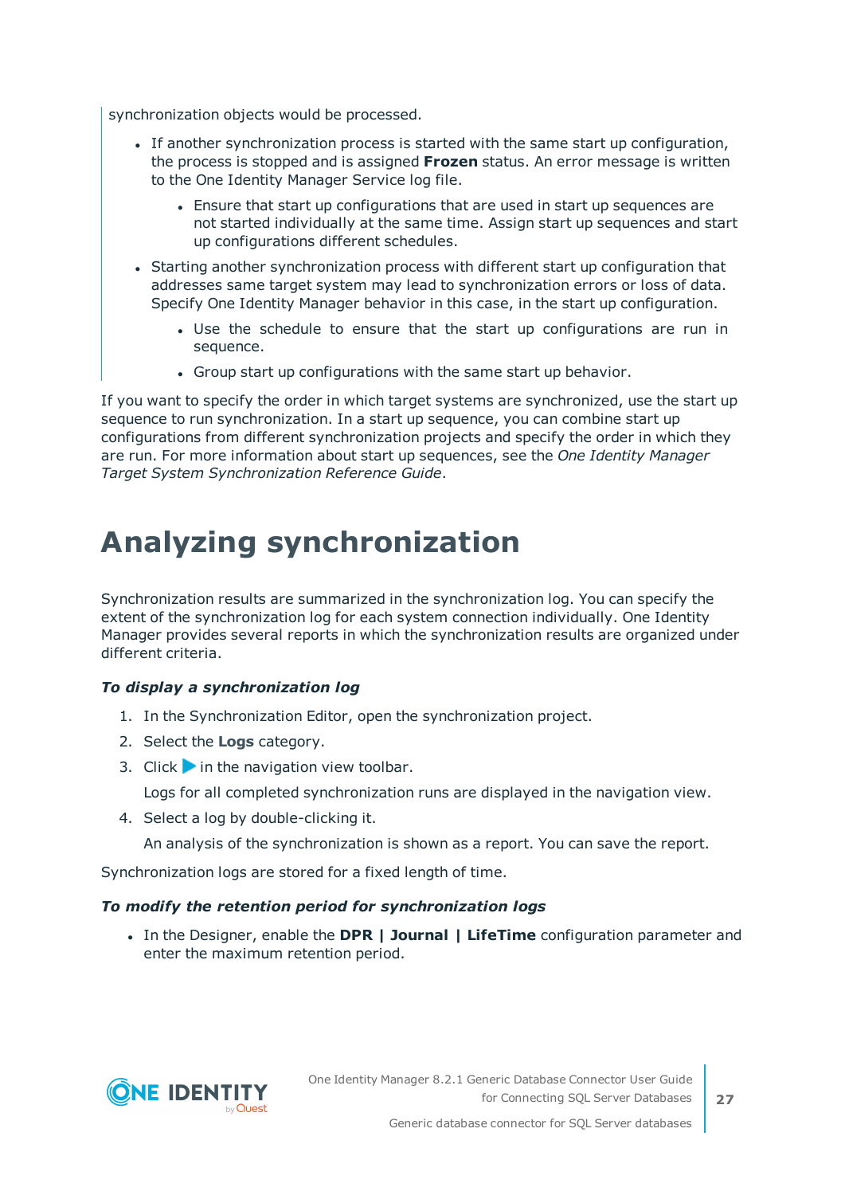synchronization objects would be processed.

- If another synchronization process is started with the same start up configuration, the process is stopped and is assigned **Frozen** status. An error message is written to the One Identity Manager Service log file.
  - Ensure that start up configurations that are used in start up sequences are not started individually at the same time. Assign start up sequences and start up configurations different schedules.
- Starting another synchronization process with different start up configuration that addresses same target system may lead to synchronization errors or loss of data. Specify One Identity Manager behavior in this case, in the start up configuration.
  - Use the schedule to ensure that the start up configurations are run in sequence.
  - Group start up configurations with the same start up behavior.

If you want to specify the order in which target systems are synchronized, use the start up sequence to run synchronization. In a start up sequence, you can combine start up configurations from different synchronization projects and specify the order in which they are run. For more information about start up sequences, see the *One Identity Manager Target System Synchronization Reference Guide*.

# Analyzing synchronization

Synchronization results are summarized in the synchronization log. You can specify the extent of the synchronization log for each system connection individually. One Identity Manager provides several reports in which the synchronization results are organized under different criteria.

***To display a synchronization log***

1. In the Synchronization Editor, open the synchronization project.
2. Select the **Logs** category.
3. Click ▶ in the navigation view toolbar.

   Logs for all completed synchronization runs are displayed in the navigation view.
4. Select a log by double-clicking it.

   An analysis of the synchronization is shown as a report. You can save the report.

Synchronization logs are stored for a fixed length of time.

***To modify the retention period for synchronization logs***

- In the Designer, enable the **DPR | Journal | LifeTime** configuration parameter and enter the maximum retention period.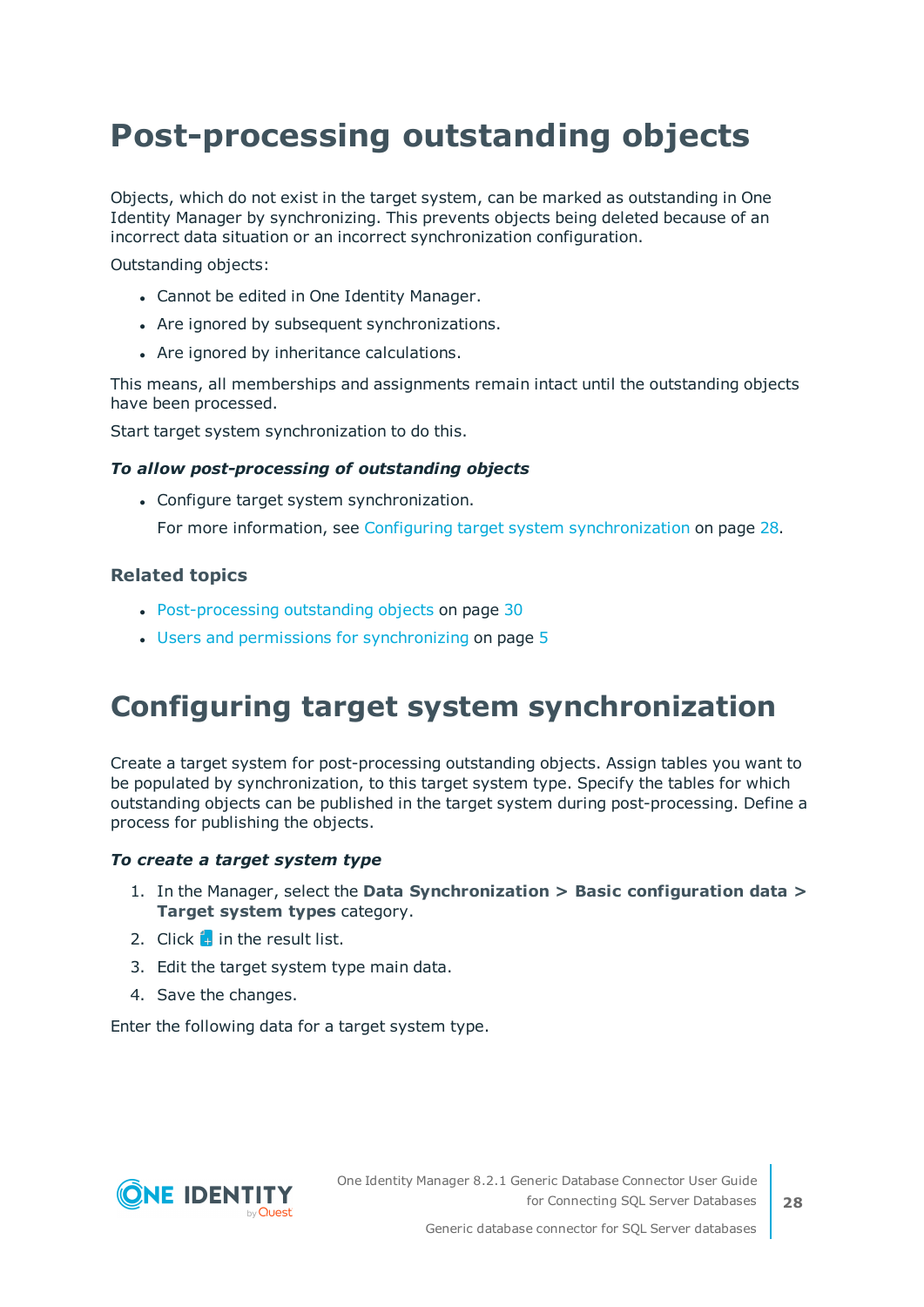# Post-processing outstanding objects

Objects, which do not exist in the target system, can be marked as outstanding in One Identity Manager by synchronizing. This prevents objects being deleted because of an incorrect data situation or an incorrect synchronization configuration.

Outstanding objects:

- Cannot be edited in One Identity Manager.
- Are ignored by subsequent synchronizations.
- Are ignored by inheritance calculations.

This means, all memberships and assignments remain intact until the outstanding objects have been processed.

Start target system synchronization to do this.

***To allow post-processing of outstanding objects***

- Configure target system synchronization.

  For more information, see Configuring target system synchronization on page 28.

### Related topics

- Post-processing outstanding objects on page 30
- Users and permissions for synchronizing on page 5

# Configuring target system synchronization

Create a target system for post-processing outstanding objects. Assign tables you want to be populated by synchronization, to this target system type. Specify the tables for which outstanding objects can be published in the target system during post-processing. Define a process for publishing the objects.

***To create a target system type***

1. In the Manager, select the **Data Synchronization > Basic configuration data > Target system types** category.
2. Click in the result list.
3. Edit the target system type main data.
4. Save the changes.

Enter the following data for a target system type.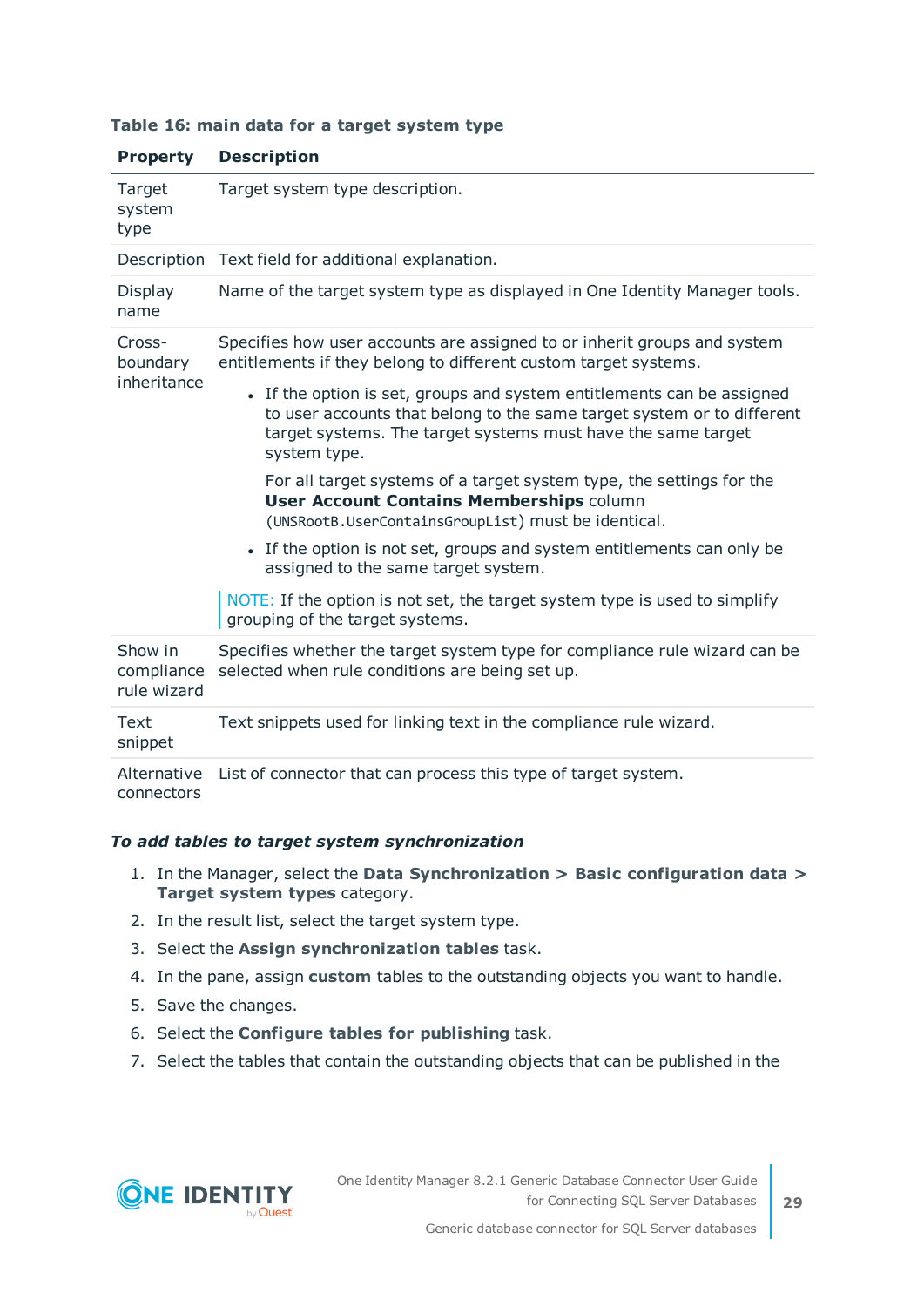**Table 16: main data for a target system type**

| Property | Description |
|---|---|
| Target system type | Target system type description. |
| Description | Text field for additional explanation. |
| Display name | Name of the target system type as displayed in One Identity Manager tools. |
| Cross-boundary inheritance | Specifies how user accounts are assigned to or inherit groups and system entitlements if they belong to different custom target systems.<br><br>• If the option is set, groups and system entitlements can be assigned to user accounts that belong to the same target system or to different target systems. The target systems must have the same target system type.<br><br>For all target systems of a target system type, the settings for the **User Account Contains Memberships** column (`UNSRootB.UserContainsGroupList`) must be identical.<br><br>• If the option is not set, groups and system entitlements can only be assigned to the same target system.<br><br>NOTE: If the option is not set, the target system type is used to simplify grouping of the target systems. |
| Show in compliance rule wizard | Specifies whether the target system type for compliance rule wizard can be selected when rule conditions are being set up. |
| Text snippet | Text snippets used for linking text in the compliance rule wizard. |
| Alternative connectors | List of connector that can process this type of target system. |

***To add tables to target system synchronization***

1. In the Manager, select the **Data Synchronization > Basic configuration data > Target system types** category.
2. In the result list, select the target system type.
3. Select the **Assign synchronization tables** task.
4. In the pane, assign **custom** tables to the outstanding objects you want to handle.
5. Save the changes.
6. Select the **Configure tables for publishing** task.
7. Select the tables that contain the outstanding objects that can be published in the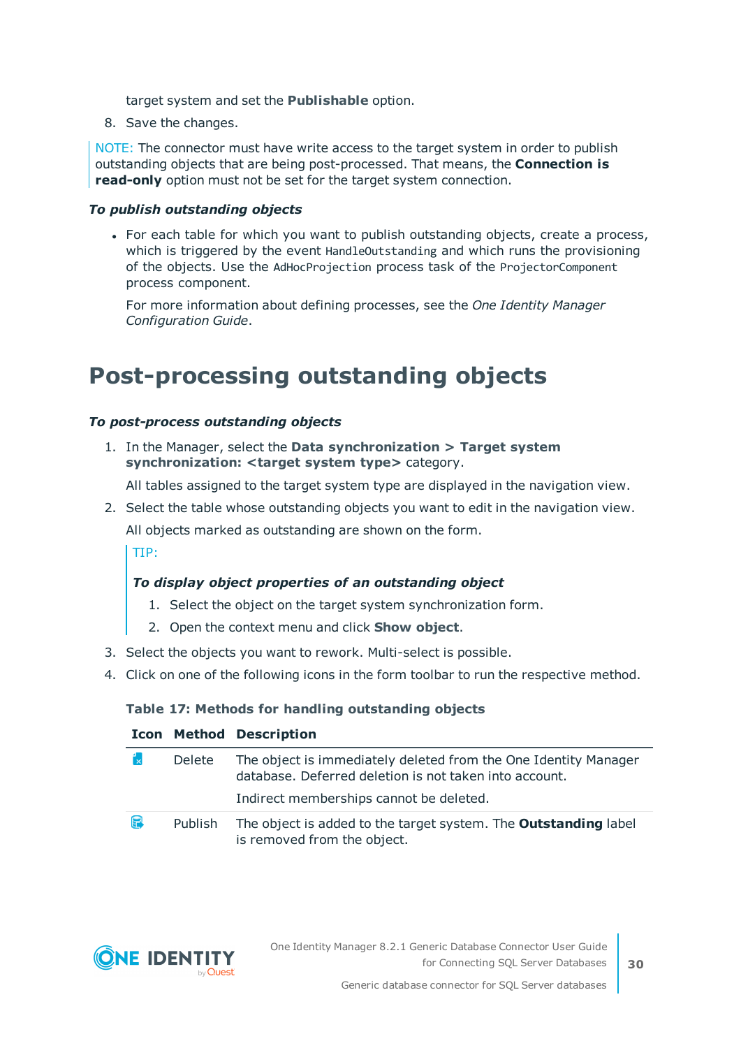target system and set the **Publishable** option.

8. Save the changes.

NOTE: The connector must have write access to the target system in order to publish outstanding objects that are being post-processed. That means, the **Connection is read-only** option must not be set for the target system connection.

***To publish outstanding objects***

- For each table for which you want to publish outstanding objects, create a process, which is triggered by the event `HandleOutstanding` and which runs the provisioning of the objects. Use the `AdHocProjection` process task of the `ProjectorComponent` process component.

  For more information about defining processes, see the *One Identity Manager Configuration Guide*.

# Post-processing outstanding objects

***To post-process outstanding objects***

1. In the Manager, select the **Data synchronization > Target system synchronization: <target system type>** category.

   All tables assigned to the target system type are displayed in the navigation view.

2. Select the table whose outstanding objects you want to edit in the navigation view.

   All objects marked as outstanding are shown on the form.

   TIP:

   ***To display object properties of an outstanding object***

   1. Select the object on the target system synchronization form.
   2. Open the context menu and click **Show object**.

3. Select the objects you want to rework. Multi-select is possible.
4. Click on one of the following icons in the form toolbar to run the respective method.

**Table 17: Methods for handling outstanding objects**

| Icon | Method | Description |
|---|---|---|
| | Delete | The object is immediately deleted from the One Identity Manager database. Deferred deletion is not taken into account.<br><br>Indirect memberships cannot be deleted. |
| | Publish | The object is added to the target system. The **Outstanding** label is removed from the object. |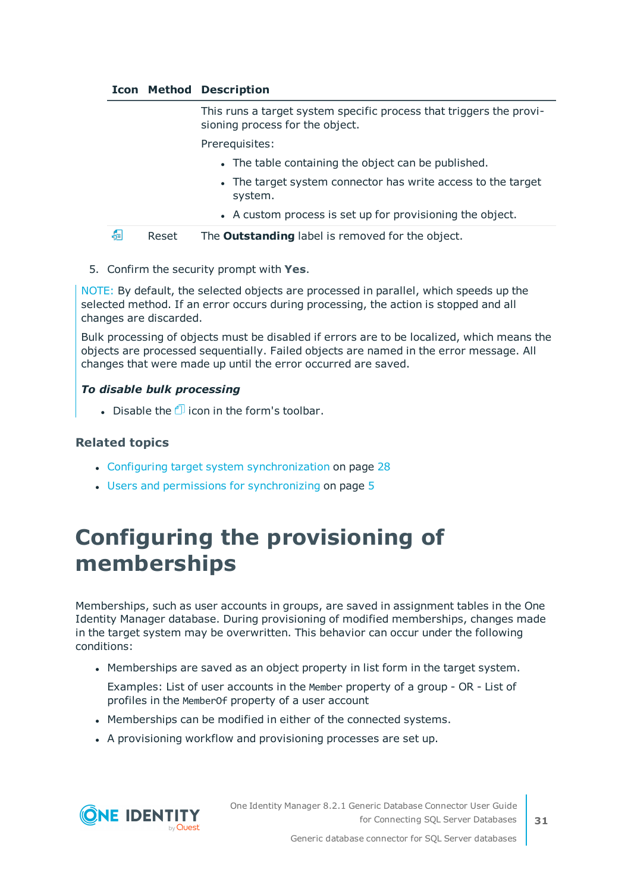| Icon | Method | Description |
|---|---|---|
| | | This runs a target system specific process that triggers the provisioning process for the object.<br><br>Prerequisites:<br><br>- The table containing the object can be published.<br>- The target system connector has write access to the target system.<br>- A custom process is set up for provisioning the object. |
| | Reset | The **Outstanding** label is removed for the object. |

5. Confirm the security prompt with **Yes**.

NOTE: By default, the selected objects are processed in parallel, which speeds up the selected method. If an error occurs during processing, the action is stopped and all changes are discarded.

Bulk processing of objects must be disabled if errors are to be localized, which means the objects are processed sequentially. Failed objects are named in the error message. All changes that were made up until the error occurred are saved.

***To disable bulk processing***

- Disable the icon in the form's toolbar.

### Related topics

- Configuring target system synchronization on page 28
- Users and permissions for synchronizing on page 5

# Configuring the provisioning of memberships

Memberships, such as user accounts in groups, are saved in assignment tables in the One Identity Manager database. During provisioning of modified memberships, changes made in the target system may be overwritten. This behavior can occur under the following conditions:

- Memberships are saved as an object property in list form in the target system.

  Examples: List of user accounts in the `Member` property of a group - OR - List of profiles in the `MemberOf` property of a user account
- Memberships can be modified in either of the connected systems.
- A provisioning workflow and provisioning processes are set up.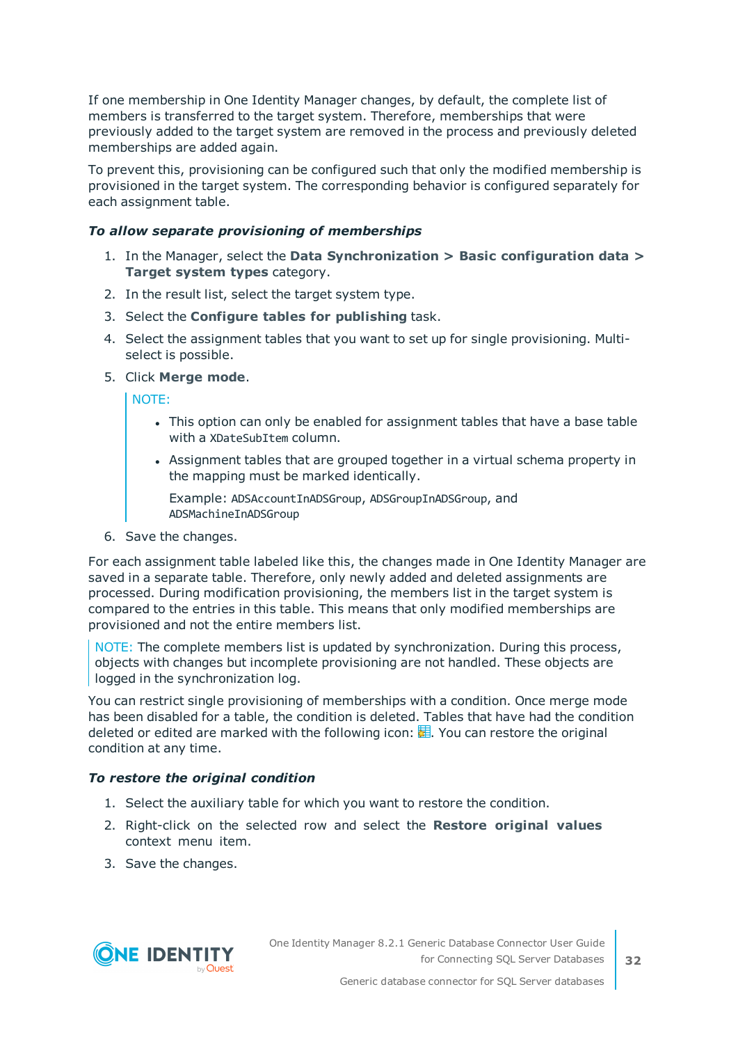If one membership in One Identity Manager changes, by default, the complete list of members is transferred to the target system. Therefore, memberships that were previously added to the target system are removed in the process and previously deleted memberships are added again.

To prevent this, provisioning can be configured such that only the modified membership is provisioned in the target system. The corresponding behavior is configured separately for each assignment table.

***To allow separate provisioning of memberships***

1. In the Manager, select the **Data Synchronization > Basic configuration data > Target system types** category.
2. In the result list, select the target system type.
3. Select the **Configure tables for publishing** task.
4. Select the assignment tables that you want to set up for single provisioning. Multi-select is possible.
5. Click **Merge mode**.

   > NOTE:
   >
   > - This option can only be enabled for assignment tables that have a base table with a `XDateSubItem` column.
   > - Assignment tables that are grouped together in a virtual schema property in the mapping must be marked identically.
   >
   >   Example: `ADSAccountInADSGroup`, `ADSGroupInADSGroup`, and `ADSMachineInADSGroup`

6. Save the changes.

For each assignment table labeled like this, the changes made in One Identity Manager are saved in a separate table. Therefore, only newly added and deleted assignments are processed. During modification provisioning, the members list in the target system is compared to the entries in this table. This means that only modified memberships are provisioned and not the entire members list.

> NOTE: The complete members list is updated by synchronization. During this process, objects with changes but incomplete provisioning are not handled. These objects are logged in the synchronization log.

You can restrict single provisioning of memberships with a condition. Once merge mode has been disabled for a table, the condition is deleted. Tables that have had the condition deleted or edited are marked with the following icon: . You can restore the original condition at any time.

***To restore the original condition***

1. Select the auxiliary table for which you want to restore the condition.
2. Right-click on the selected row and select the **Restore original values** context menu item.
3. Save the changes.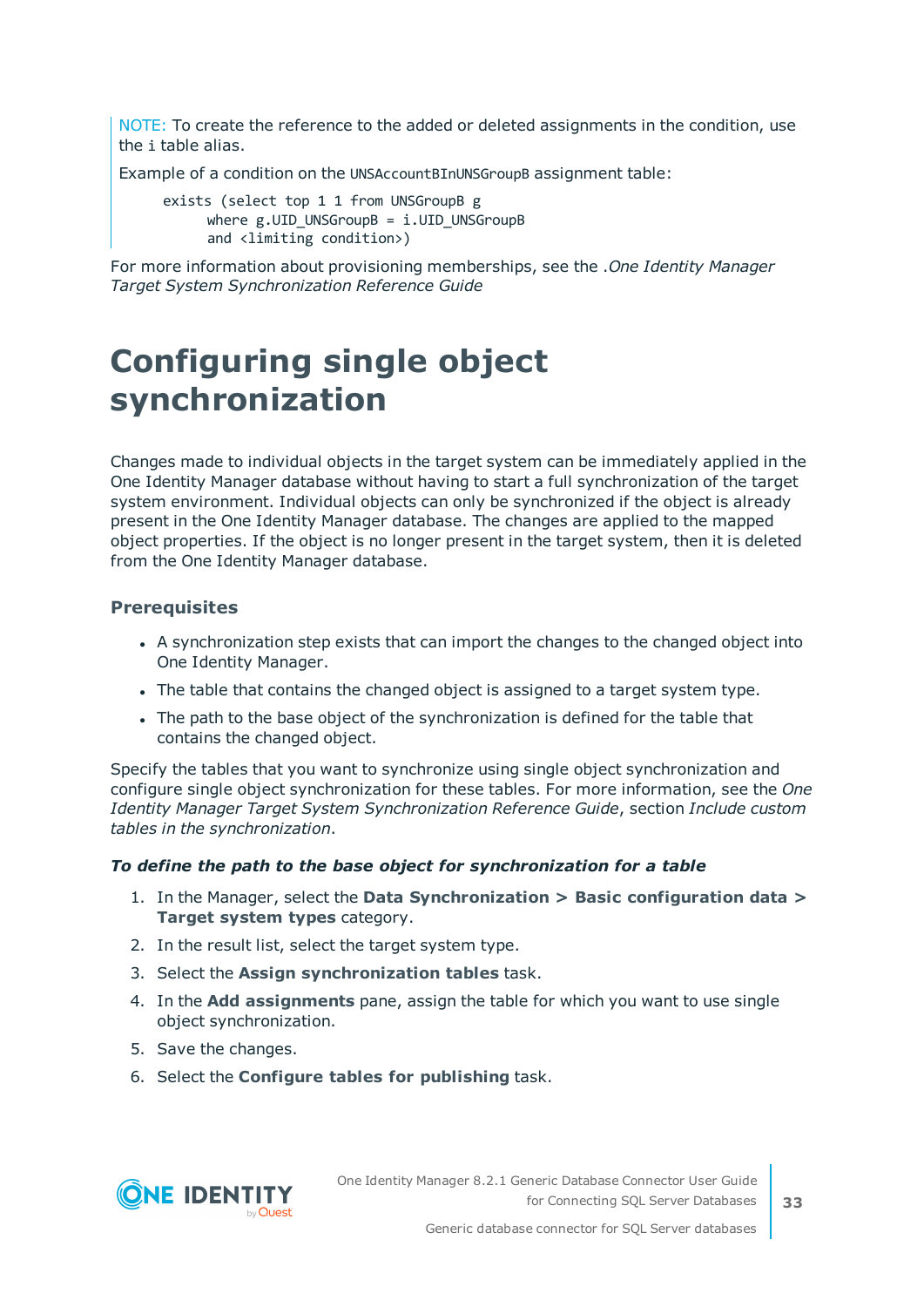NOTE: To create the reference to the added or deleted assignments in the condition, use the `i` table alias.

Example of a condition on the `UNSAccountBInUNSGroupB` assignment table:

```
exists (select top 1 1 from UNSGroupB g
      where g.UID_UNSGroupB = i.UID_UNSGroupB
      and <limiting condition>)
```

For more information about provisioning memberships, see the .*One Identity Manager Target System Synchronization Reference Guide*

# Configuring single object synchronization

Changes made to individual objects in the target system can be immediately applied in the One Identity Manager database without having to start a full synchronization of the target system environment. Individual objects can only be synchronized if the object is already present in the One Identity Manager database. The changes are applied to the mapped object properties. If the object is no longer present in the target system, then it is deleted from the One Identity Manager database.

### Prerequisites

- A synchronization step exists that can import the changes to the changed object into One Identity Manager.
- The table that contains the changed object is assigned to a target system type.
- The path to the base object of the synchronization is defined for the table that contains the changed object.

Specify the tables that you want to synchronize using single object synchronization and configure single object synchronization for these tables. For more information, see the *One Identity Manager Target System Synchronization Reference Guide*, section *Include custom tables in the synchronization*.

***To define the path to the base object for synchronization for a table***

1. In the Manager, select the **Data Synchronization > Basic configuration data > Target system types** category.
2. In the result list, select the target system type.
3. Select the **Assign synchronization tables** task.
4. In the **Add assignments** pane, assign the table for which you want to use single object synchronization.
5. Save the changes.
6. Select the **Configure tables for publishing** task.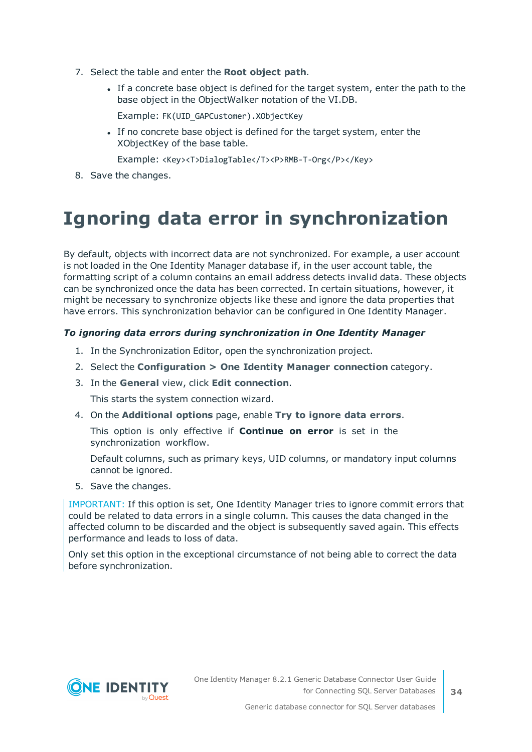7. Select the table and enter the **Root object path**.
   - If a concrete base object is defined for the target system, enter the path to the base object in the ObjectWalker notation of the VI.DB.

     Example: `FK(UID_GAPCustomer).XObjectKey`
   - If no concrete base object is defined for the target system, enter the XObjectKey of the base table.

     Example: `<Key><T>DialogTable</T><P>RMB-T-Org</P></Key>`
8. Save the changes.

# Ignoring data error in synchronization

By default, objects with incorrect data are not synchronized. For example, a user account is not loaded in the One Identity Manager database if, in the user account table, the formatting script of a column contains an email address detects invalid data. These objects can be synchronized once the data has been corrected. In certain situations, however, it might be necessary to synchronize objects like these and ignore the data properties that have errors. This synchronization behavior can be configured in One Identity Manager.

***To ignoring data errors during synchronization in One Identity Manager***

1. In the Synchronization Editor, open the synchronization project.
2. Select the **Configuration > One Identity Manager connection** category.
3. In the **General** view, click **Edit connection**.

   This starts the system connection wizard.
4. On the **Additional options** page, enable **Try to ignore data errors**.

   This option is only effective if **Continue on error** is set in the synchronization workflow.

   Default columns, such as primary keys, UID columns, or mandatory input columns cannot be ignored.
5. Save the changes.

IMPORTANT: If this option is set, One Identity Manager tries to ignore commit errors that could be related to data errors in a single column. This causes the data changed in the affected column to be discarded and the object is subsequently saved again. This effects performance and leads to loss of data.

Only set this option in the exceptional circumstance of not being able to correct the data before synchronization.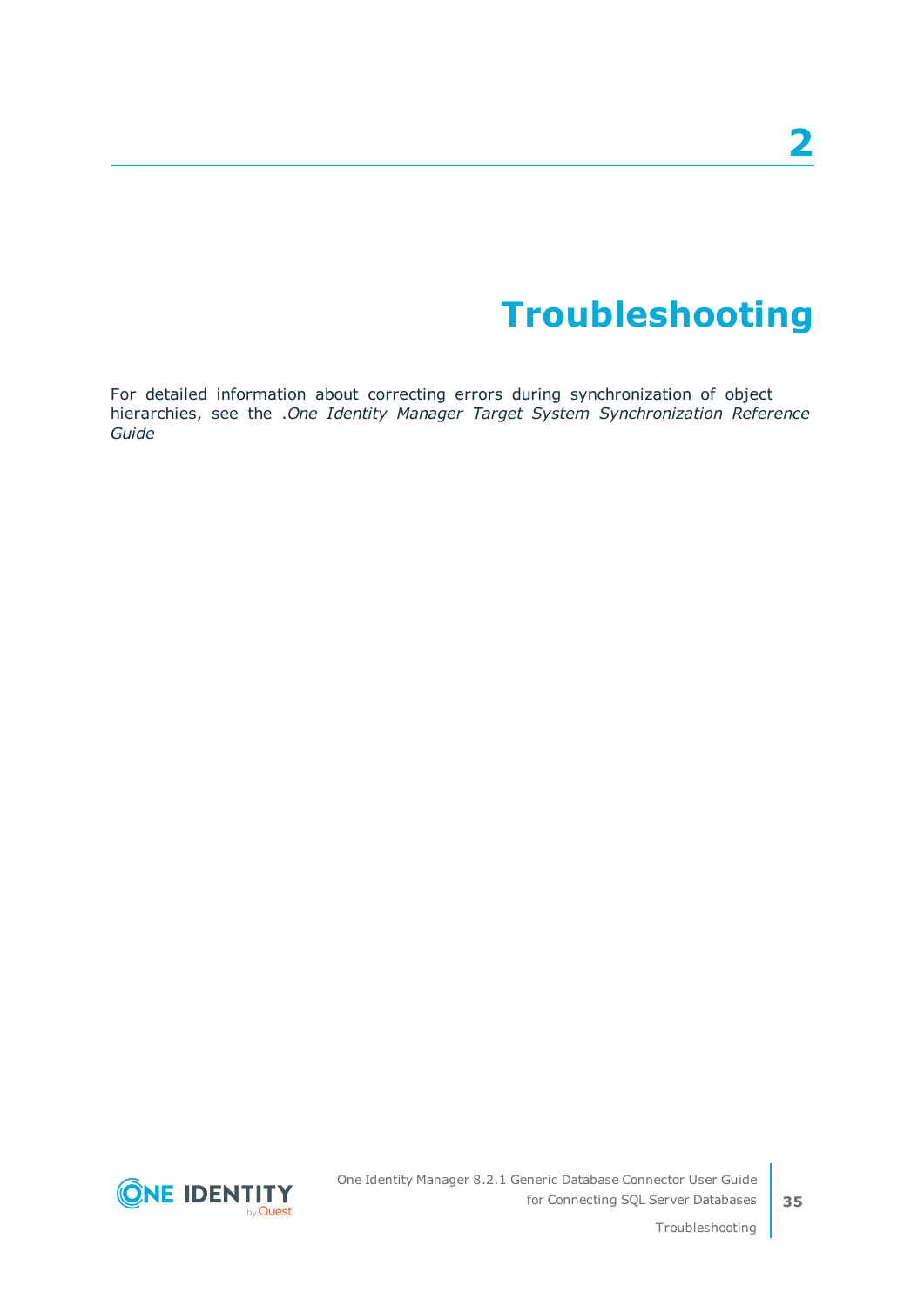# 2

# Troubleshooting

For detailed information about correcting errors during synchronization of object hierarchies, see the .*One Identity Manager Target System Synchronization Reference Guide*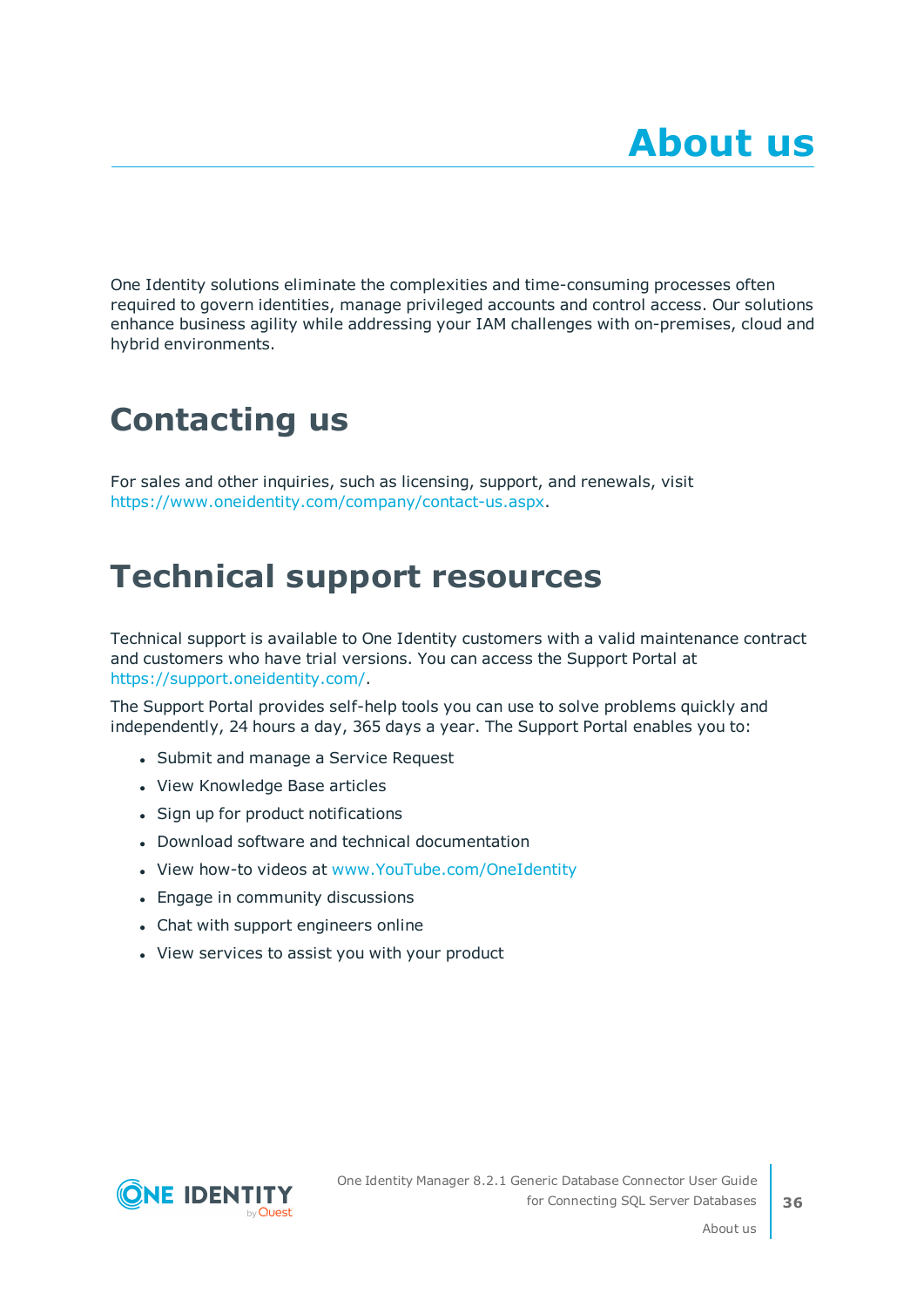# About us

One Identity solutions eliminate the complexities and time-consuming processes often required to govern identities, manage privileged accounts and control access. Our solutions enhance business agility while addressing your IAM challenges with on-premises, cloud and hybrid environments.

## Contacting us

For sales and other inquiries, such as licensing, support, and renewals, visit https://www.oneidentity.com/company/contact-us.aspx.

## Technical support resources

Technical support is available to One Identity customers with a valid maintenance contract and customers who have trial versions. You can access the Support Portal at https://support.oneidentity.com/.

The Support Portal provides self-help tools you can use to solve problems quickly and independently, 24 hours a day, 365 days a year. The Support Portal enables you to:

- Submit and manage a Service Request
- View Knowledge Base articles
- Sign up for product notifications
- Download software and technical documentation
- View how-to videos at www.YouTube.com/OneIdentity
- Engage in community discussions
- Chat with support engineers online
- View services to assist you with your product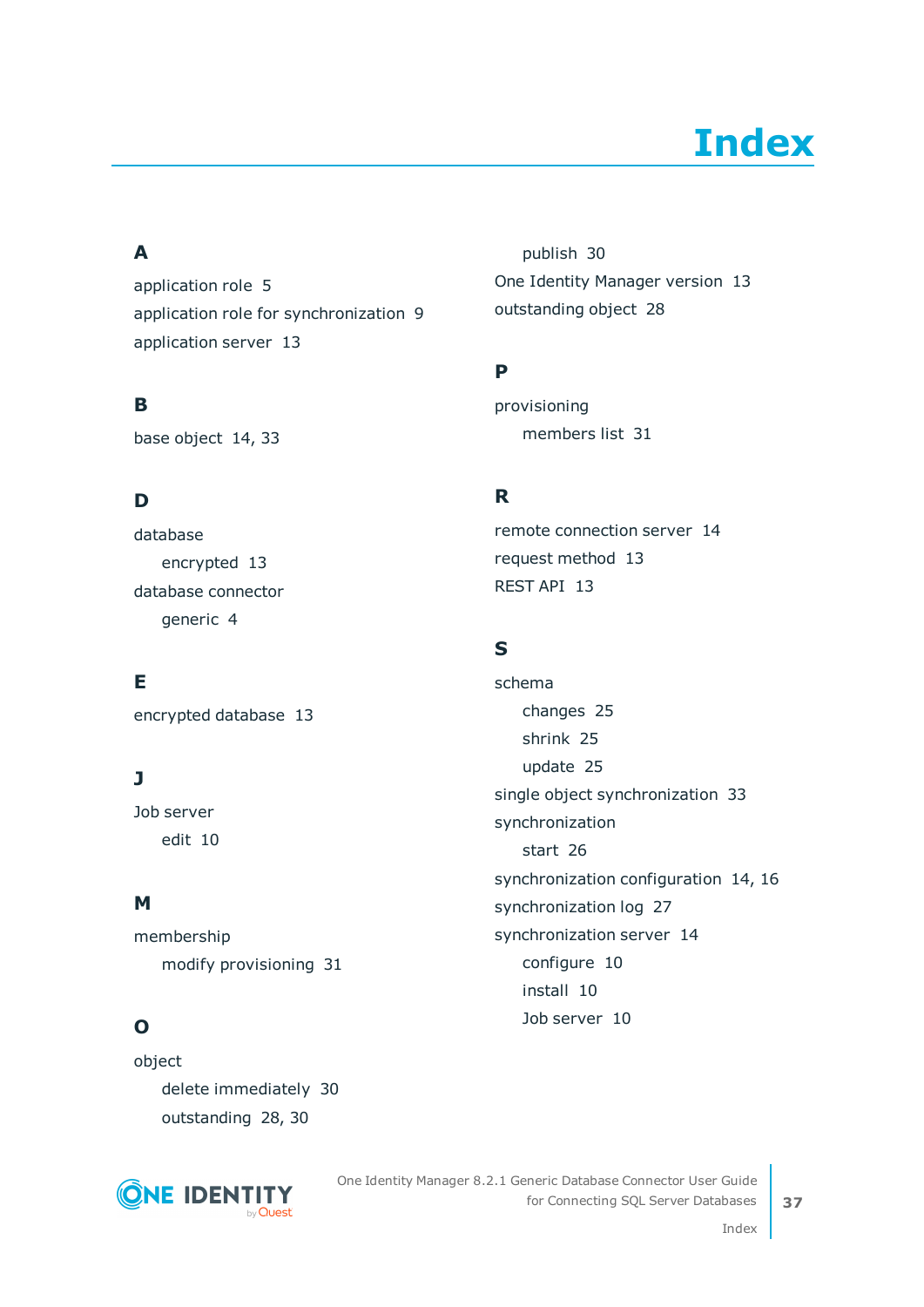# Index

## A

application role 5

application role for synchronization 9

application server 13

## B

base object 14, 33

## D

database

- encrypted 13

database connector

- generic 4

## E

encrypted database 13

## J

Job server

- edit 10

## M

membership

- modify provisioning 31

## O

object

- delete immediately 30
- outstanding 28, 30
- publish 30

One Identity Manager version 13

outstanding object 28

## P

provisioning

- members list 31

## R

remote connection server 14

request method 13

REST API 13

## S

schema

- changes 25
- shrink 25
- update 25

single object synchronization 33

synchronization

- start 26

synchronization configuration 14, 16

synchronization log 27

synchronization server 14

- configure 10
- install 10
- Job server 10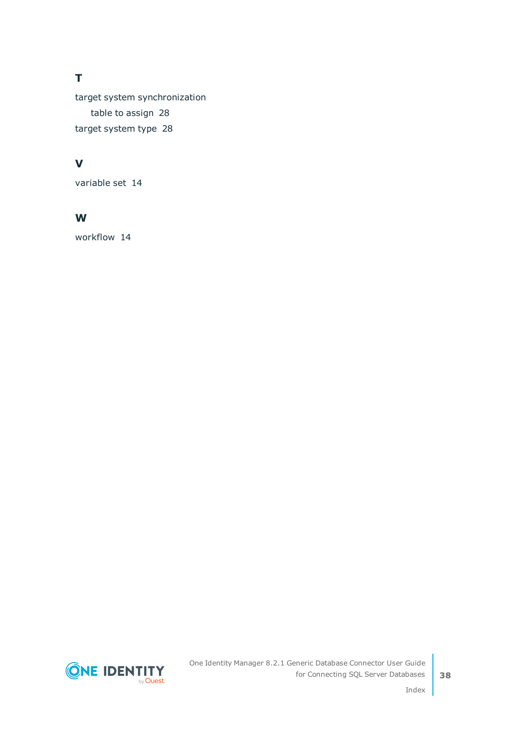## T

target system synchronization

    table to assign 28

target system type 28

## V

variable set 14

## W

workflow 14